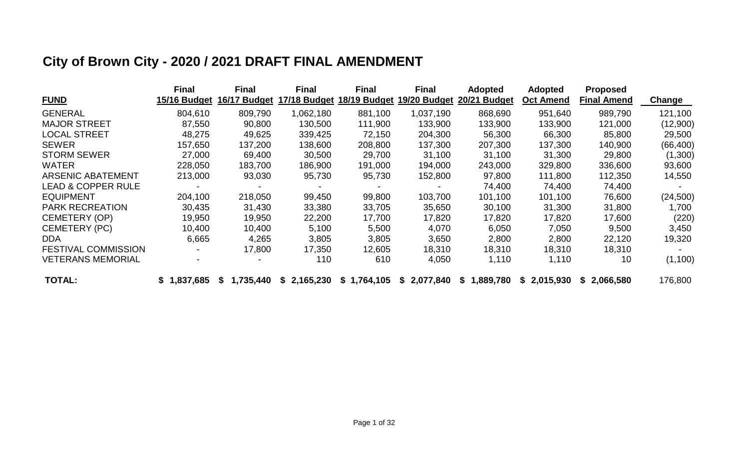# City of Brown City - 2020 / 2021 DRAFT FINAL AMENDMENT

| FUND | Final 15/16 Budget | Final 16/17 Budget | Final 17/18 Budget | Final 18/19 Budget | Final 19/20 Budget | Adopted 20/21 Budget | Adopted Oct Amend | Proposed Final Amend | Change |
|---|---|---|---|---|---|---|---|---|---|
| GENERAL | 804,610 | 809,790 | 1,062,180 | 881,100 | 1,037,190 | 868,690 | 951,640 | 989,790 | 121,100 |
| MAJOR STREET | 87,550 | 90,800 | 130,500 | 111,900 | 133,900 | 133,900 | 133,900 | 121,000 | (12,900) |
| LOCAL STREET | 48,275 | 49,625 | 339,425 | 72,150 | 204,300 | 56,300 | 66,300 | 85,800 | 29,500 |
| SEWER | 157,650 | 137,200 | 138,600 | 208,800 | 137,300 | 207,300 | 137,300 | 140,900 | (66,400) |
| STORM SEWER | 27,000 | 69,400 | 30,500 | 29,700 | 31,100 | 31,100 | 31,300 | 29,800 | (1,300) |
| WATER | 228,050 | 183,700 | 186,900 | 191,000 | 194,000 | 243,000 | 329,800 | 336,600 | 93,600 |
| ARSENIC ABATEMENT | 213,000 | 93,030 | 95,730 | 95,730 | 152,800 | 97,800 | 111,800 | 112,350 | 14,550 |
| LEAD & COPPER RULE | - | - | - | - | - | 74,400 | 74,400 | 74,400 | - |
| EQUIPMENT | 204,100 | 218,050 | 99,450 | 99,800 | 103,700 | 101,100 | 101,100 | 76,600 | (24,500) |
| PARK RECREATION | 30,435 | 31,430 | 33,380 | 33,705 | 35,650 | 30,100 | 31,300 | 31,800 | 1,700 |
| CEMETERY (OP) | 19,950 | 19,950 | 22,200 | 17,700 | 17,820 | 17,820 | 17,820 | 17,600 | (220) |
| CEMETERY (PC) | 10,400 | 10,400 | 5,100 | 5,500 | 4,070 | 6,050 | 7,050 | 9,500 | 3,450 |
| DDA | 6,665 | 4,265 | 3,805 | 3,805 | 3,650 | 2,800 | 2,800 | 22,120 | 19,320 |
| FESTIVAL COMMISSION | - | 17,800 | 17,350 | 12,605 | 18,310 | 18,310 | 18,310 | 18,310 | - |
| VETERANS MEMORIAL | - | - | 110 | 610 | 4,050 | 1,110 | 1,110 | 10 | (1,100) |
| **TOTAL:** | **$ 1,837,685** | **$ 1,735,440** | **$ 2,165,230** | **$ 1,764,105** | **$ 2,077,840** | **$ 1,889,780** | **$ 2,015,930** | **$ 2,066,580** | 176,800 |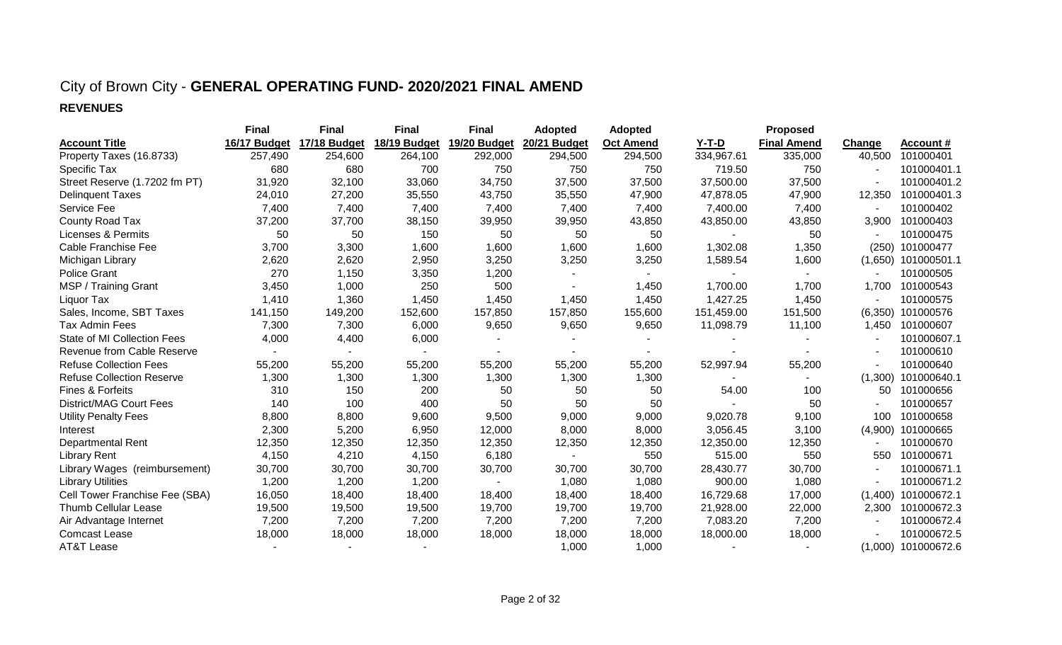# City of Brown City - **GENERAL OPERATING FUND- 2020/2021 FINAL AMEND**

## REVENUES

| Account Title | Final 16/17 Budget | Final 17/18 Budget | Final 18/19 Budget | Final 19/20 Budget | Adopted 20/21 Budget | Adopted Oct Amend | Y-T-D | Proposed Final Amend | Change | Account # |
|---|---|---|---|---|---|---|---|---|---|---|
| Property Taxes (16.8733) | 257,490 | 254,600 | 264,100 | 292,000 | 294,500 | 294,500 | 334,967.61 | 335,000 | 40,500 | 101000401 |
| Specific Tax | 680 | 680 | 700 | 750 | 750 | 750 | 719.50 | 750 | - | 101000401.1 |
| Street Reserve (1.7202 fm PT) | 31,920 | 32,100 | 33,060 | 34,750 | 37,500 | 37,500 | 37,500.00 | 37,500 | - | 101000401.2 |
| Delinquent Taxes | 24,010 | 27,200 | 35,550 | 43,750 | 35,550 | 47,900 | 47,878.05 | 47,900 | 12,350 | 101000401.3 |
| Service Fee | 7,400 | 7,400 | 7,400 | 7,400 | 7,400 | 7,400 | 7,400.00 | 7,400 | - | 101000402 |
| County Road Tax | 37,200 | 37,700 | 38,150 | 39,950 | 39,950 | 43,850 | 43,850.00 | 43,850 | 3,900 | 101000403 |
| Licenses & Permits | 50 | 50 | 150 | 50 | 50 | 50 | - | 50 | - | 101000475 |
| Cable Franchise Fee | 3,700 | 3,300 | 1,600 | 1,600 | 1,600 | 1,600 | 1,302.08 | 1,350 | (250) | 101000477 |
| Michigan Library | 2,620 | 2,620 | 2,950 | 3,250 | 3,250 | 3,250 | 1,589.54 | 1,600 | (1,650) | 101000501.1 |
| Police Grant | 270 | 1,150 | 3,350 | 1,200 | - | - | - | - | - | 101000505 |
| MSP / Training Grant | 3,450 | 1,000 | 250 | 500 | - | 1,450 | 1,700.00 | 1,700 | 1,700 | 101000543 |
| Liquor Tax | 1,410 | 1,360 | 1,450 | 1,450 | 1,450 | 1,450 | 1,427.25 | 1,450 | - | 101000575 |
| Sales, Income, SBT Taxes | 141,150 | 149,200 | 152,600 | 157,850 | 157,850 | 155,600 | 151,459.00 | 151,500 | (6,350) | 101000576 |
| Tax Admin Fees | 7,300 | 7,300 | 6,000 | 9,650 | 9,650 | 9,650 | 11,098.79 | 11,100 | 1,450 | 101000607 |
| State of MI Collection Fees | 4,000 | 4,400 | 6,000 | - | - | - | - | - | - | 101000607.1 |
| Revenue from Cable Reserve | - | - | - | - | - | - | - | - | - | 101000610 |
| Refuse Collection Fees | 55,200 | 55,200 | 55,200 | 55,200 | 55,200 | 55,200 | 52,997.94 | 55,200 | - | 101000640 |
| Refuse Collection Reserve | 1,300 | 1,300 | 1,300 | 1,300 | 1,300 | 1,300 | - | - | (1,300) | 101000640.1 |
| Fines & Forfeits | 310 | 150 | 200 | 50 | 50 | 50 | 54.00 | 100 | 50 | 101000656 |
| District/MAG Court Fees | 140 | 100 | 400 | 50 | 50 | 50 | - | 50 | - | 101000657 |
| Utility Penalty Fees | 8,800 | 8,800 | 9,600 | 9,500 | 9,000 | 9,000 | 9,020.78 | 9,100 | 100 | 101000658 |
| Interest | 2,300 | 5,200 | 6,950 | 12,000 | 8,000 | 8,000 | 3,056.45 | 3,100 | (4,900) | 101000665 |
| Departmental Rent | 12,350 | 12,350 | 12,350 | 12,350 | 12,350 | 12,350 | 12,350.00 | 12,350 | - | 101000670 |
| Library Rent | 4,150 | 4,210 | 4,150 | 6,180 | - | 550 | 515.00 | 550 | 550 | 101000671 |
| Library Wages (reimbursement) | 30,700 | 30,700 | 30,700 | 30,700 | 30,700 | 30,700 | 28,430.77 | 30,700 | - | 101000671.1 |
| Library Utilities | 1,200 | 1,200 | 1,200 | - | 1,080 | 1,080 | 900.00 | 1,080 | - | 101000671.2 |
| Cell Tower Franchise Fee (SBA) | 16,050 | 18,400 | 18,400 | 18,400 | 18,400 | 18,400 | 16,729.68 | 17,000 | (1,400) | 101000672.1 |
| Thumb Cellular Lease | 19,500 | 19,500 | 19,500 | 19,700 | 19,700 | 19,700 | 21,928.00 | 22,000 | 2,300 | 101000672.3 |
| Air Advantage Internet | 7,200 | 7,200 | 7,200 | 7,200 | 7,200 | 7,200 | 7,083.20 | 7,200 | - | 101000672.4 |
| Comcast Lease | 18,000 | 18,000 | 18,000 | 18,000 | 18,000 | 18,000 | 18,000.00 | 18,000 | - | 101000672.5 |
| AT&T Lease | - | - | - | | 1,000 | 1,000 | - | - | (1,000) | 101000672.6 |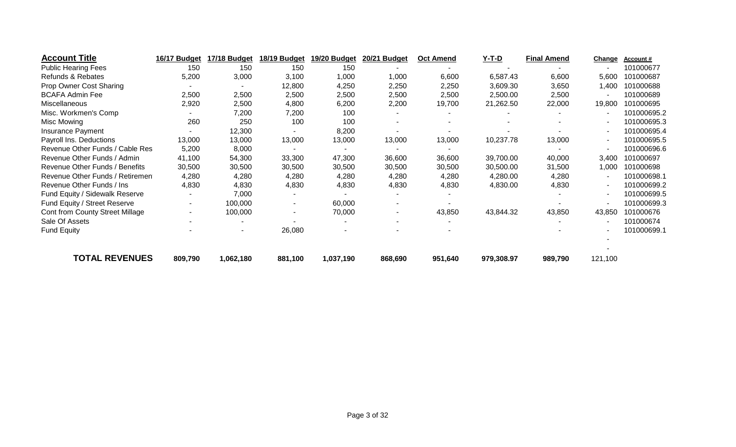| Account Title | 16/17 Budget | 17/18 Budget | 18/19 Budget | 19/20 Budget | 20/21 Budget | Oct Amend | Y-T-D | Final Amend | Change | Account # |
|---|---|---|---|---|---|---|---|---|---|---|
| Public Hearing Fees | 150 | 150 | 150 | 150 | - | - | - | - | - | 101000677 |
| Refunds & Rebates | 5,200 | 3,000 | 3,100 | 1,000 | 1,000 | 6,600 | 6,587.43 | 6,600 | 5,600 | 101000687 |
| Prop Owner Cost Sharing | - | - | 12,800 | 4,250 | 2,250 | 2,250 | 3,609.30 | 3,650 | 1,400 | 101000688 |
| BCAFA Admin Fee | 2,500 | 2,500 | 2,500 | 2,500 | 2,500 | 2,500 | 2,500.00 | 2,500 | - | 101000689 |
| Miscellaneous | 2,920 | 2,500 | 4,800 | 6,200 | 2,200 | 19,700 | 21,262.50 | 22,000 | 19,800 | 101000695 |
| Misc. Workmen's Comp | - | 7,200 | 7,200 | 100 | - | - | - | - | - | 101000695.2 |
| Misc Mowing | 260 | 250 | 100 | 100 | - | - | - | - | - | 101000695.3 |
| Insurance Payment | - | 12,300 | - | 8,200 | - | - | - | - | - | 101000695.4 |
| Payroll Ins. Deductions | 13,000 | 13,000 | 13,000 | 13,000 | 13,000 | 13,000 | 10,237.78 | 13,000 | - | 101000695.5 |
| Revenue Other Funds / Cable Res | 5,200 | 8,000 | - | - | - | - | | - | - | 101000696.6 |
| Revenue Other Funds / Admin | 41,100 | 54,300 | 33,300 | 47,300 | 36,600 | 36,600 | 39,700.00 | 40,000 | 3,400 | 101000697 |
| Revenue Other Funds / Benefits | 30,500 | 30,500 | 30,500 | 30,500 | 30,500 | 30,500 | 30,500.00 | 31,500 | 1,000 | 101000698 |
| Revenue Other Funds / Retiremen | 4,280 | 4,280 | 4,280 | 4,280 | 4,280 | 4,280 | 4,280.00 | 4,280 | - | 101000698.1 |
| Revenue Other Funds / Ins | 4,830 | 4,830 | 4,830 | 4,830 | 4,830 | 4,830 | 4,830.00 | 4,830 | - | 101000699.2 |
| Fund Equity / Sidewalk Reserve | - | 7,000 | - | - | - | - | | - | - | 101000699.5 |
| Fund Equity / Street Reserve | - | 100,000 | - | 60,000 | - | - | | - | - | 101000699.3 |
| Cont from County Street Millage | - | 100,000 | - | 70,000 | - | 43,850 | 43,844.32 | 43,850 | 43,850 | 101000676 |
| Sale Of Assets | - | - | - | - | - | - | | - | - | 101000674 |
| Fund Equity | - | - | 26,080 | - | - | - | | - | - | 101000699.1 |
| | | | | | | | | | - | |
| | | | | | | | | | - | |
| **TOTAL REVENUES** | **809,790** | **1,062,180** | **881,100** | **1,037,190** | **868,690** | **951,640** | **979,308.97** | **989,790** | 121,100 | |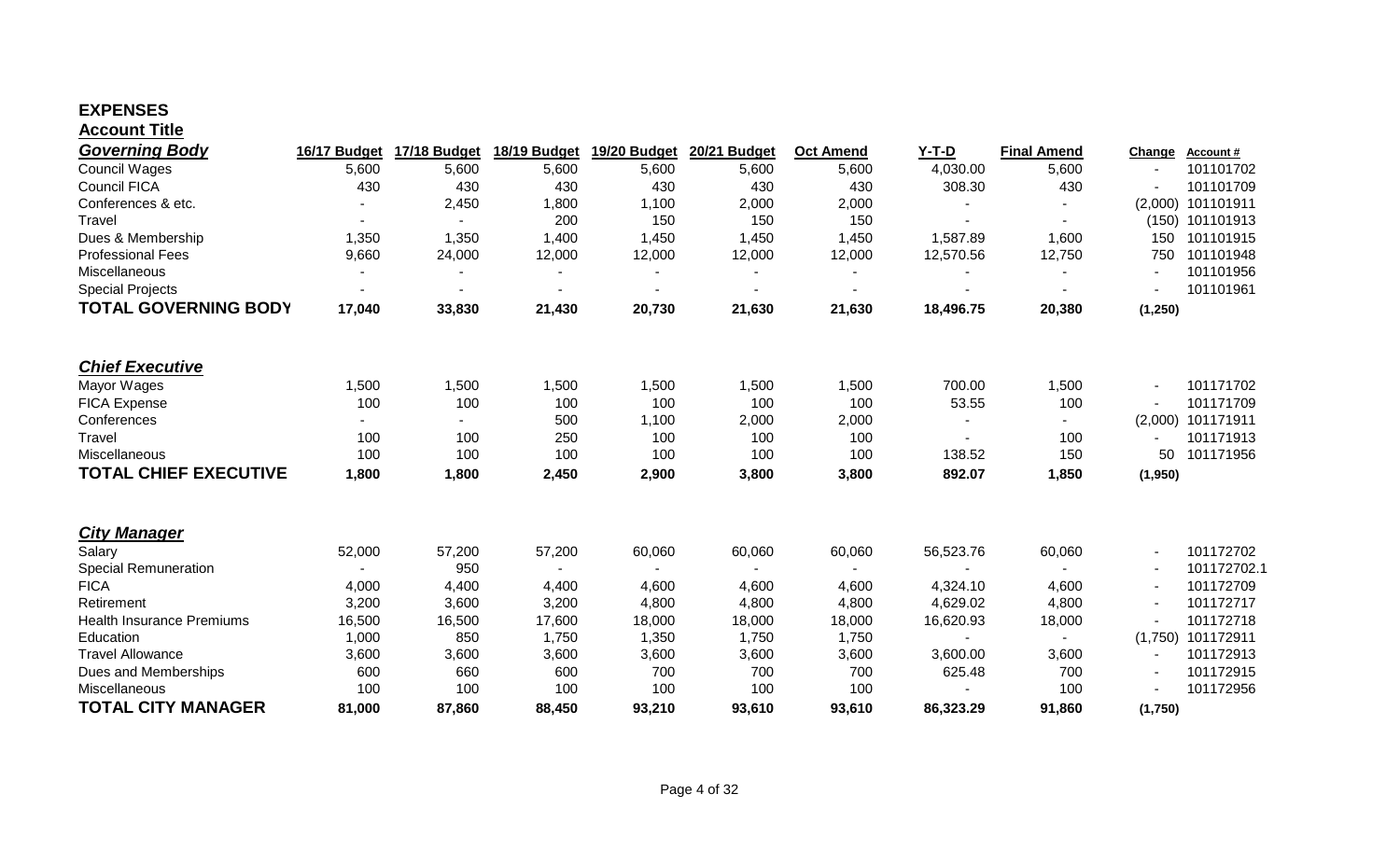# EXPENSES

**Account Title**

| Governing Body | 16/17 Budget | 17/18 Budget | 18/19 Budget | 19/20 Budget | 20/21 Budget | Oct Amend | Y-T-D | Final Amend | Change | Account # |
|---|---|---|---|---|---|---|---|---|---|---|
| Council Wages | 5,600 | 5,600 | 5,600 | 5,600 | 5,600 | 5,600 | 4,030.00 | 5,600 | - | 101101702 |
| Council FICA | 430 | 430 | 430 | 430 | 430 | 430 | 308.30 | 430 | - | 101101709 |
| Conferences & etc. | - | 2,450 | 1,800 | 1,100 | 2,000 | 2,000 | - | - | (2,000) | 101101911 |
| Travel | - | - | 200 | 150 | 150 | 150 | - | - | (150) | 101101913 |
| Dues & Membership | 1,350 | 1,350 | 1,400 | 1,450 | 1,450 | 1,450 | 1,587.89 | 1,600 | 150 | 101101915 |
| Professional Fees | 9,660 | 24,000 | 12,000 | 12,000 | 12,000 | 12,000 | 12,570.56 | 12,750 | 750 | 101101948 |
| Miscellaneous | - | - | - | - | - | - | - | - | - | 101101956 |
| Special Projects | - | - | - | - | - | - | - | - | - | 101101961 |
| **TOTAL GOVERNING BODY** | **17,040** | **33,830** | **21,430** | **20,730** | **21,630** | **21,630** | **18,496.75** | **20,380** | **(1,250)** | |

| Chief Executive | 16/17 Budget | 17/18 Budget | 18/19 Budget | 19/20 Budget | 20/21 Budget | Oct Amend | Y-T-D | Final Amend | Change | Account # |
|---|---|---|---|---|---|---|---|---|---|---|
| Mayor Wages | 1,500 | 1,500 | 1,500 | 1,500 | 1,500 | 1,500 | 700.00 | 1,500 | - | 101171702 |
| FICA Expense | 100 | 100 | 100 | 100 | 100 | 100 | 53.55 | 100 | - | 101171709 |
| Conferences | - | - | 500 | 1,100 | 2,000 | 2,000 | - | - | (2,000) | 101171911 |
| Travel | 100 | 100 | 250 | 100 | 100 | 100 | - | 100 | - | 101171913 |
| Miscellaneous | 100 | 100 | 100 | 100 | 100 | 100 | 138.52 | 150 | 50 | 101171956 |
| **TOTAL CHIEF EXECUTIVE** | **1,800** | **1,800** | **2,450** | **2,900** | **3,800** | **3,800** | **892.07** | **1,850** | **(1,950)** | |

| City Manager | 16/17 Budget | 17/18 Budget | 18/19 Budget | 19/20 Budget | 20/21 Budget | Oct Amend | Y-T-D | Final Amend | Change | Account # |
|---|---|---|---|---|---|---|---|---|---|---|
| Salary | 52,000 | 57,200 | 57,200 | 60,060 | 60,060 | 60,060 | 56,523.76 | 60,060 | - | 101172702 |
| Special Remuneration | - | 950 | - | - | - | - | - | - | - | 101172702.1 |
| FICA | 4,000 | 4,400 | 4,400 | 4,600 | 4,600 | 4,600 | 4,324.10 | 4,600 | - | 101172709 |
| Retirement | 3,200 | 3,600 | 3,200 | 4,800 | 4,800 | 4,800 | 4,629.02 | 4,800 | - | 101172717 |
| Health Insurance Premiums | 16,500 | 16,500 | 17,600 | 18,000 | 18,000 | 18,000 | 16,620.93 | 18,000 | - | 101172718 |
| Education | 1,000 | 850 | 1,750 | 1,350 | 1,750 | 1,750 | - | - | (1,750) | 101172911 |
| Travel Allowance | 3,600 | 3,600 | 3,600 | 3,600 | 3,600 | 3,600 | 3,600.00 | 3,600 | - | 101172913 |
| Dues and Memberships | 600 | 660 | 600 | 700 | 700 | 700 | 625.48 | 700 | - | 101172915 |
| Miscellaneous | 100 | 100 | 100 | 100 | 100 | 100 | - | 100 | - | 101172956 |
| **TOTAL CITY MANAGER** | **81,000** | **87,860** | **88,450** | **93,210** | **93,610** | **93,610** | **86,323.29** | **91,860** | **(1,750)** | |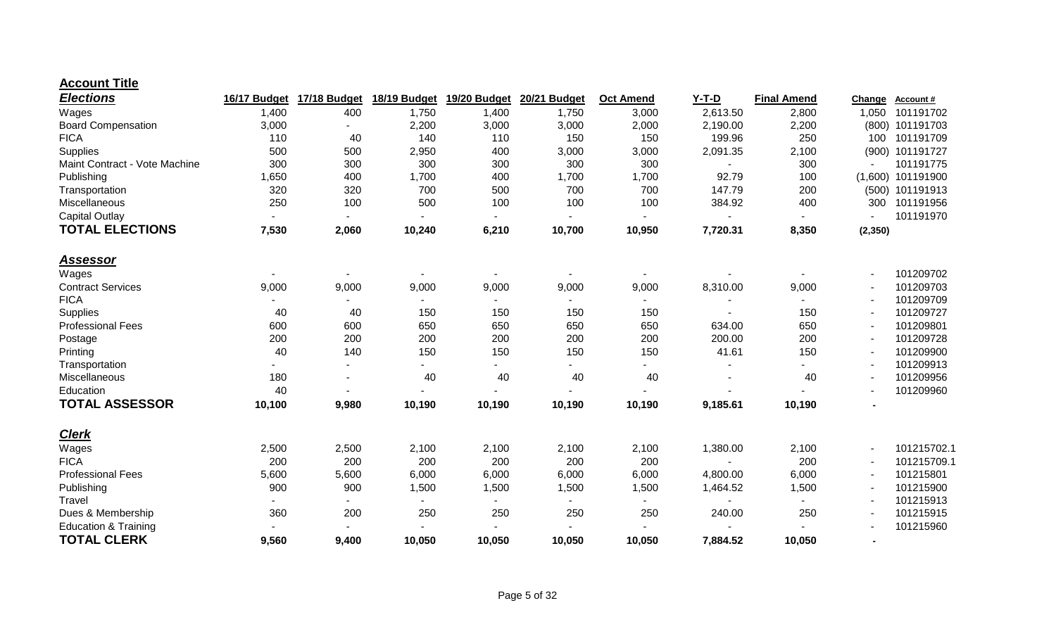**Account Title**

| ***Elections*** | 16/17 Budget | 17/18 Budget | 18/19 Budget | 19/20 Budget | 20/21 Budget | Oct Amend | Y-T-D | Final Amend | Change | Account # |
|---|---|---|---|---|---|---|---|---|---|---|
| Wages | 1,400 | 400 | 1,750 | 1,400 | 1,750 | 3,000 | 2,613.50 | 2,800 | 1,050 | 101191702 |
| Board Compensation | 3,000 | - | 2,200 | 3,000 | 3,000 | 2,000 | 2,190.00 | 2,200 | (800) | 101191703 |
| FICA | 110 | 40 | 140 | 110 | 150 | 150 | 199.96 | 250 | 100 | 101191709 |
| Supplies | 500 | 500 | 2,950 | 400 | 3,000 | 3,000 | 2,091.35 | 2,100 | (900) | 101191727 |
| Maint Contract - Vote Machine | 300 | 300 | 300 | 300 | 300 | 300 | - | 300 | - | 101191775 |
| Publishing | 1,650 | 400 | 1,700 | 400 | 1,700 | 1,700 | 92.79 | 100 | (1,600) | 101191900 |
| Transportation | 320 | 320 | 700 | 500 | 700 | 700 | 147.79 | 200 | (500) | 101191913 |
| Miscellaneous | 250 | 100 | 500 | 100 | 100 | 100 | 384.92 | 400 | 300 | 101191956 |
| Capital Outlay | - | - | - | - | - | - | - | - | - | 101191970 |
| **TOTAL ELECTIONS** | **7,530** | **2,060** | **10,240** | **6,210** | **10,700** | **10,950** | **7,720.31** | **8,350** | **(2,350)** | |
| ***Assessor*** | | | | | | | | | | |
| Wages | - | - | - | - | - | - | - | - | - | 101209702 |
| Contract Services | 9,000 | 9,000 | 9,000 | 9,000 | 9,000 | 9,000 | 8,310.00 | 9,000 | - | 101209703 |
| FICA | - | - | - | - | - | - | - | - | - | 101209709 |
| Supplies | 40 | 40 | 150 | 150 | 150 | 150 | - | 150 | - | 101209727 |
| Professional Fees | 600 | 600 | 650 | 650 | 650 | 650 | 634.00 | 650 | - | 101209801 |
| Postage | 200 | 200 | 200 | 200 | 200 | 200 | 200.00 | 200 | - | 101209728 |
| Printing | 40 | 140 | 150 | 150 | 150 | 150 | 41.61 | 150 | - | 101209900 |
| Transportation | - | - | - | - | - | - | - | - | - | 101209913 |
| Miscellaneous | 180 | - | 40 | 40 | 40 | 40 | - | 40 | - | 101209956 |
| Education | 40 | - | - | - | - | - | - | - | - | 101209960 |
| **TOTAL ASSESSOR** | **10,100** | **9,980** | **10,190** | **10,190** | **10,190** | **10,190** | **9,185.61** | **10,190** | **-** | |
| ***Clerk*** | | | | | | | | | | |
| Wages | 2,500 | 2,500 | 2,100 | 2,100 | 2,100 | 2,100 | 1,380.00 | 2,100 | - | 101215702.1 |
| FICA | 200 | 200 | 200 | 200 | 200 | 200 | - | 200 | - | 101215709.1 |
| Professional Fees | 5,600 | 5,600 | 6,000 | 6,000 | 6,000 | 6,000 | 4,800.00 | 6,000 | - | 101215801 |
| Publishing | 900 | 900 | 1,500 | 1,500 | 1,500 | 1,500 | 1,464.52 | 1,500 | - | 101215900 |
| Travel | - | - | - | - | - | - | - | - | - | 101215913 |
| Dues & Membership | 360 | 200 | 250 | 250 | 250 | 250 | 240.00 | 250 | - | 101215915 |
| Education & Training | - | - | - | - | - | - | - | - | - | 101215960 |
| **TOTAL CLERK** | **9,560** | **9,400** | **10,050** | **10,050** | **10,050** | **10,050** | **7,884.52** | **10,050** | **-** | |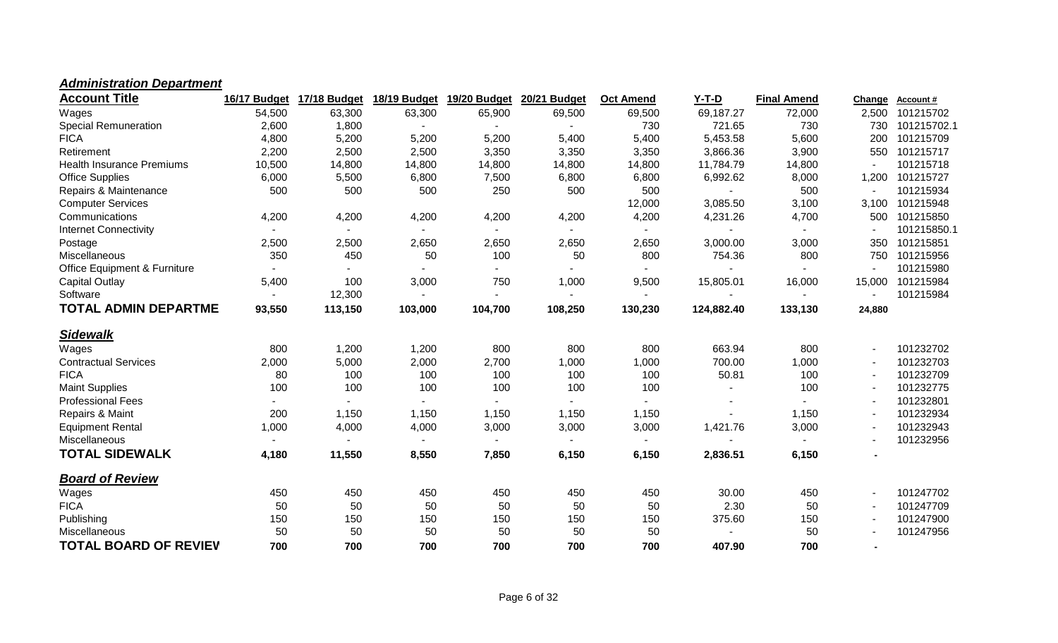## *Administration Department*

| Account Title | 16/17 Budget | 17/18 Budget | 18/19 Budget | 19/20 Budget | 20/21 Budget | Oct Amend | Y-T-D | Final Amend | Change | Account # |
|---|---|---|---|---|---|---|---|---|---|---|
| Wages | 54,500 | 63,300 | 63,300 | 65,900 | 69,500 | 69,500 | 69,187.27 | 72,000 | 2,500 | 101215702 |
| Special Remuneration | 2,600 | 1,800 | - | - | - | 730 | 721.65 | 730 | 730 | 101215702.1 |
| FICA | 4,800 | 5,200 | 5,200 | 5,200 | 5,400 | 5,400 | 5,453.58 | 5,600 | 200 | 101215709 |
| Retirement | 2,200 | 2,500 | 2,500 | 3,350 | 3,350 | 3,350 | 3,866.36 | 3,900 | 550 | 101215717 |
| Health Insurance Premiums | 10,500 | 14,800 | 14,800 | 14,800 | 14,800 | 14,800 | 11,784.79 | 14,800 | - | 101215718 |
| Office Supplies | 6,000 | 5,500 | 6,800 | 7,500 | 6,800 | 6,800 | 6,992.62 | 8,000 | 1,200 | 101215727 |
| Repairs & Maintenance | 500 | 500 | 500 | 250 | 500 | 500 | - | 500 | - | 101215934 |
| Computer Services | | | | | | 12,000 | 3,085.50 | 3,100 | 3,100 | 101215948 |
| Communications | 4,200 | 4,200 | 4,200 | 4,200 | 4,200 | 4,200 | 4,231.26 | 4,700 | 500 | 101215850 |
| Internet Connectivity | - | - | - | - | - | - | - | - | - | 101215850.1 |
| Postage | 2,500 | 2,500 | 2,650 | 2,650 | 2,650 | 2,650 | 3,000.00 | 3,000 | 350 | 101215851 |
| Miscellaneous | 350 | 450 | 50 | 100 | 50 | 800 | 754.36 | 800 | 750 | 101215956 |
| Office Equipment & Furniture | - | - | - | - | - | - | - | - | - | 101215980 |
| Capital Outlay | 5,400 | 100 | 3,000 | 750 | 1,000 | 9,500 | 15,805.01 | 16,000 | 15,000 | 101215984 |
| Software | - | 12,300 | - | - | - | - | - | - | - | 101215984 |
| **TOTAL ADMIN DEPARTME** | **93,550** | **113,150** | **103,000** | **104,700** | **108,250** | **130,230** | **124,882.40** | **133,130** | **24,880** | |

## *Sidewalk*

| Account Title | 16/17 Budget | 17/18 Budget | 18/19 Budget | 19/20 Budget | 20/21 Budget | Oct Amend | Y-T-D | Final Amend | Change | Account # |
|---|---|---|---|---|---|---|---|---|---|---|
| Wages | 800 | 1,200 | 1,200 | 800 | 800 | 800 | 663.94 | 800 | - | 101232702 |
| Contractual Services | 2,000 | 5,000 | 2,000 | 2,700 | 1,000 | 1,000 | 700.00 | 1,000 | - | 101232703 |
| FICA | 80 | 100 | 100 | 100 | 100 | 100 | 50.81 | 100 | - | 101232709 |
| Maint Supplies | 100 | 100 | 100 | 100 | 100 | 100 | - | 100 | - | 101232775 |
| Professional Fees | - | - | - | - | - | - | - | - | - | 101232801 |
| Repairs & Maint | 200 | 1,150 | 1,150 | 1,150 | 1,150 | 1,150 | - | 1,150 | - | 101232934 |
| Equipment Rental | 1,000 | 4,000 | 4,000 | 3,000 | 3,000 | 3,000 | 1,421.76 | 3,000 | - | 101232943 |
| Miscellaneous | - | - | - | - | - | - | - | - | - | 101232956 |
| **TOTAL SIDEWALK** | **4,180** | **11,550** | **8,550** | **7,850** | **6,150** | **6,150** | **2,836.51** | **6,150** | **-** | |

## *Board of Review*

| Account Title | 16/17 Budget | 17/18 Budget | 18/19 Budget | 19/20 Budget | 20/21 Budget | Oct Amend | Y-T-D | Final Amend | Change | Account # |
|---|---|---|---|---|---|---|---|---|---|---|
| Wages | 450 | 450 | 450 | 450 | 450 | 450 | 30.00 | 450 | - | 101247702 |
| FICA | 50 | 50 | 50 | 50 | 50 | 50 | 2.30 | 50 | - | 101247709 |
| Publishing | 150 | 150 | 150 | 150 | 150 | 150 | 375.60 | 150 | - | 101247900 |
| Miscellaneous | 50 | 50 | 50 | 50 | 50 | 50 | - | 50 | - | 101247956 |
| **TOTAL BOARD OF REVIEV** | **700** | **700** | **700** | **700** | **700** | **700** | **407.90** | **700** | **-** | |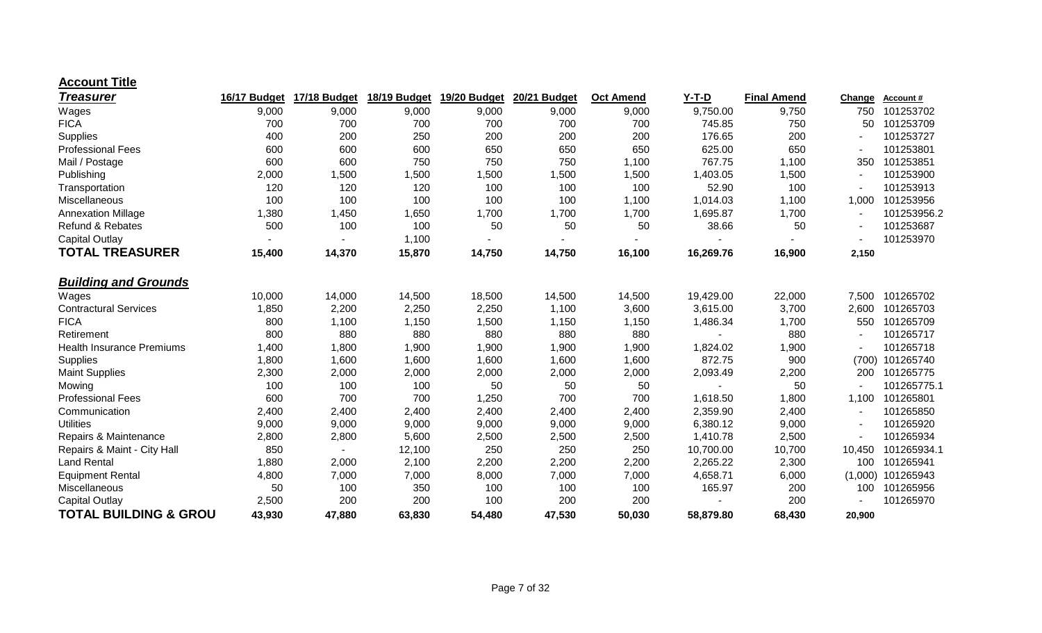## Account Title

| Treasurer | 16/17 Budget | 17/18 Budget | 18/19 Budget | 19/20 Budget | 20/21 Budget | Oct Amend | Y-T-D | Final Amend | Change | Account # |
|---|---|---|---|---|---|---|---|---|---|---|
| Wages | 9,000 | 9,000 | 9,000 | 9,000 | 9,000 | 9,000 | 9,750.00 | 9,750 | 750 | 101253702 |
| FICA | 700 | 700 | 700 | 700 | 700 | 700 | 745.85 | 750 | 50 | 101253709 |
| Supplies | 400 | 200 | 250 | 200 | 200 | 200 | 176.65 | 200 | - | 101253727 |
| Professional Fees | 600 | 600 | 600 | 650 | 650 | 650 | 625.00 | 650 | - | 101253801 |
| Mail / Postage | 600 | 600 | 750 | 750 | 750 | 1,100 | 767.75 | 1,100 | 350 | 101253851 |
| Publishing | 2,000 | 1,500 | 1,500 | 1,500 | 1,500 | 1,500 | 1,403.05 | 1,500 | - | 101253900 |
| Transportation | 120 | 120 | 120 | 100 | 100 | 100 | 52.90 | 100 | - | 101253913 |
| Miscellaneous | 100 | 100 | 100 | 100 | 100 | 1,100 | 1,014.03 | 1,100 | 1,000 | 101253956 |
| Annexation Millage | 1,380 | 1,450 | 1,650 | 1,700 | 1,700 | 1,700 | 1,695.87 | 1,700 | - | 101253956.2 |
| Refund & Rebates | 500 | 100 | 100 | 50 | 50 | 50 | 38.66 | 50 | - | 101253687 |
| Capital Outlay | - | - | 1,100 | - | - | - | - | - | - | 101253970 |
| **TOTAL TREASURER** | **15,400** | **14,370** | **15,870** | **14,750** | **14,750** | **16,100** | **16,269.76** | **16,900** | **2,150** | |

| Building and Grounds | 16/17 Budget | 17/18 Budget | 18/19 Budget | 19/20 Budget | 20/21 Budget | Oct Amend | Y-T-D | Final Amend | Change | Account # |
|---|---|---|---|---|---|---|---|---|---|---|
| Wages | 10,000 | 14,000 | 14,500 | 18,500 | 14,500 | 14,500 | 19,429.00 | 22,000 | 7,500 | 101265702 |
| Contractural Services | 1,850 | 2,200 | 2,250 | 2,250 | 1,100 | 3,600 | 3,615.00 | 3,700 | 2,600 | 101265703 |
| FICA | 800 | 1,100 | 1,150 | 1,500 | 1,150 | 1,150 | 1,486.34 | 1,700 | 550 | 101265709 |
| Retirement | 800 | 880 | 880 | 880 | 880 | 880 | - | 880 | - | 101265717 |
| Health Insurance Premiums | 1,400 | 1,800 | 1,900 | 1,900 | 1,900 | 1,900 | 1,824.02 | 1,900 | - | 101265718 |
| Supplies | 1,800 | 1,600 | 1,600 | 1,600 | 1,600 | 1,600 | 872.75 | 900 | (700) | 101265740 |
| Maint Supplies | 2,300 | 2,000 | 2,000 | 2,000 | 2,000 | 2,000 | 2,093.49 | 2,200 | 200 | 101265775 |
| Mowing | 100 | 100 | 100 | 50 | 50 | 50 | - | 50 | - | 101265775.1 |
| Professional Fees | 600 | 700 | 700 | 1,250 | 700 | 700 | 1,618.50 | 1,800 | 1,100 | 101265801 |
| Communication | 2,400 | 2,400 | 2,400 | 2,400 | 2,400 | 2,400 | 2,359.90 | 2,400 | - | 101265850 |
| Utilities | 9,000 | 9,000 | 9,000 | 9,000 | 9,000 | 9,000 | 6,380.12 | 9,000 | - | 101265920 |
| Repairs & Maintenance | 2,800 | 2,800 | 5,600 | 2,500 | 2,500 | 2,500 | 1,410.78 | 2,500 | - | 101265934 |
| Repairs & Maint - City Hall | 850 | - | 12,100 | 250 | 250 | 250 | 10,700.00 | 10,700 | 10,450 | 101265934.1 |
| Land Rental | 1,880 | 2,000 | 2,100 | 2,200 | 2,200 | 2,200 | 2,265.22 | 2,300 | 100 | 101265941 |
| Equipment Rental | 4,800 | 7,000 | 7,000 | 8,000 | 7,000 | 7,000 | 4,658.71 | 6,000 | (1,000) | 101265943 |
| Miscellaneous | 50 | 100 | 350 | 100 | 100 | 100 | 165.97 | 200 | 100 | 101265956 |
| Capital Outlay | 2,500 | 200 | 200 | 100 | 200 | 200 | - | 200 | - | 101265970 |
| **TOTAL BUILDING & GROU** | **43,930** | **47,880** | **63,830** | **54,480** | **47,530** | **50,030** | **58,879.80** | **68,430** | **20,900** | |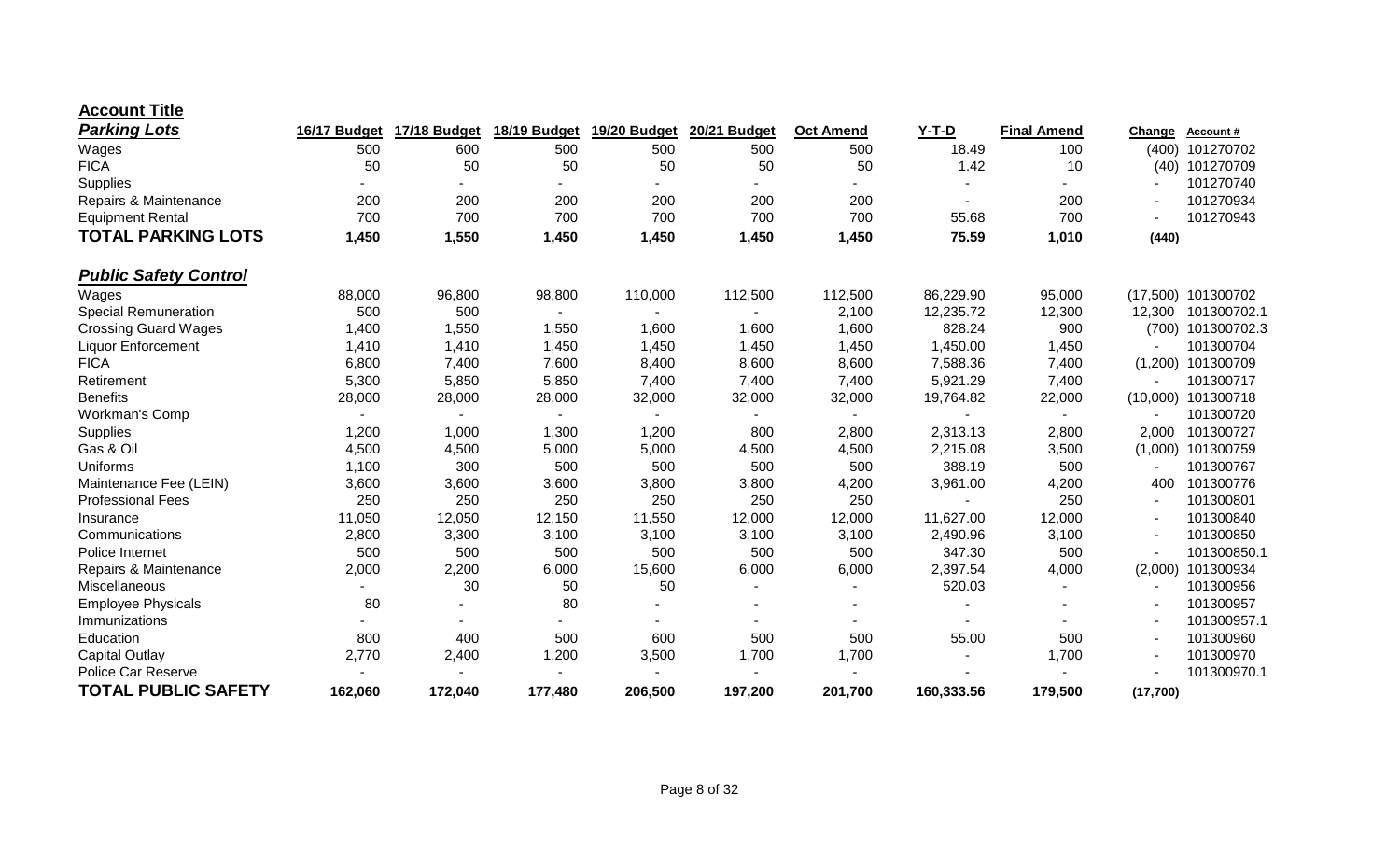**Account Title**

| ***Parking Lots*** | 16/17 Budget | 17/18 Budget | 18/19 Budget | 19/20 Budget | 20/21 Budget | Oct Amend | Y-T-D | Final Amend | Change | Account # |
|---|---|---|---|---|---|---|---|---|---|---|
| Wages | 500 | 600 | 500 | 500 | 500 | 500 | 18.49 | 100 | (400) | 101270702 |
| FICA | 50 | 50 | 50 | 50 | 50 | 50 | 1.42 | 10 | (40) | 101270709 |
| Supplies | - | - | - | - | - | - | - | - | - | 101270740 |
| Repairs & Maintenance | 200 | 200 | 200 | 200 | 200 | 200 | - | 200 | - | 101270934 |
| Equipment Rental | 700 | 700 | 700 | 700 | 700 | 700 | 55.68 | 700 | - | 101270943 |
| **TOTAL PARKING LOTS** | **1,450** | **1,550** | **1,450** | **1,450** | **1,450** | **1,450** | **75.59** | **1,010** | **(440)** | |

| ***Public Safety Control*** | 16/17 Budget | 17/18 Budget | 18/19 Budget | 19/20 Budget | 20/21 Budget | Oct Amend | Y-T-D | Final Amend | Change | Account # |
|---|---|---|---|---|---|---|---|---|---|---|
| Wages | 88,000 | 96,800 | 98,800 | 110,000 | 112,500 | 112,500 | 86,229.90 | 95,000 | (17,500) | 101300702 |
| Special Remuneration | 500 | 500 | - | - | - | 2,100 | 12,235.72 | 12,300 | 12,300 | 101300702.1 |
| Crossing Guard Wages | 1,400 | 1,550 | 1,550 | 1,600 | 1,600 | 1,600 | 828.24 | 900 | (700) | 101300702.3 |
| Liquor Enforcement | 1,410 | 1,410 | 1,450 | 1,450 | 1,450 | 1,450 | 1,450.00 | 1,450 | - | 101300704 |
| FICA | 6,800 | 7,400 | 7,600 | 8,400 | 8,600 | 8,600 | 7,588.36 | 7,400 | (1,200) | 101300709 |
| Retirement | 5,300 | 5,850 | 5,850 | 7,400 | 7,400 | 7,400 | 5,921.29 | 7,400 | - | 101300717 |
| Benefits | 28,000 | 28,000 | 28,000 | 32,000 | 32,000 | 32,000 | 19,764.82 | 22,000 | (10,000) | 101300718 |
| Workman's Comp | - | - | - | - | - | - | - | - | - | 101300720 |
| Supplies | 1,200 | 1,000 | 1,300 | 1,200 | 800 | 2,800 | 2,313.13 | 2,800 | 2,000 | 101300727 |
| Gas & Oil | 4,500 | 4,500 | 5,000 | 5,000 | 4,500 | 4,500 | 2,215.08 | 3,500 | (1,000) | 101300759 |
| Uniforms | 1,100 | 300 | 500 | 500 | 500 | 500 | 388.19 | 500 | - | 101300767 |
| Maintenance Fee (LEIN) | 3,600 | 3,600 | 3,600 | 3,800 | 3,800 | 4,200 | 3,961.00 | 4,200 | 400 | 101300776 |
| Professional Fees | 250 | 250 | 250 | 250 | 250 | 250 | - | 250 | - | 101300801 |
| Insurance | 11,050 | 12,050 | 12,150 | 11,550 | 12,000 | 12,000 | 11,627.00 | 12,000 | - | 101300840 |
| Communications | 2,800 | 3,300 | 3,100 | 3,100 | 3,100 | 3,100 | 2,490.96 | 3,100 | - | 101300850 |
| Police Internet | 500 | 500 | 500 | 500 | 500 | 500 | 347.30 | 500 | - | 101300850.1 |
| Repairs & Maintenance | 2,000 | 2,200 | 6,000 | 15,600 | 6,000 | 6,000 | 2,397.54 | 4,000 | (2,000) | 101300934 |
| Miscellaneous | - | 30 | 50 | 50 | - | - | 520.03 | - | - | 101300956 |
| Employee Physicals | 80 | - | 80 | - | - | - | - | - | - | 101300957 |
| Immunizations | - | - | - | - | - | - | - | - | - | 101300957.1 |
| Education | 800 | 400 | 500 | 600 | 500 | 500 | 55.00 | 500 | - | 101300960 |
| Capital Outlay | 2,770 | 2,400 | 1,200 | 3,500 | 1,700 | 1,700 | - | 1,700 | - | 101300970 |
| Police Car Reserve | - | - | - | - | - | - | - | - | - | 101300970.1 |
| **TOTAL PUBLIC SAFETY** | **162,060** | **172,040** | **177,480** | **206,500** | **197,200** | **201,700** | **160,333.56** | **179,500** | **(17,700)** | |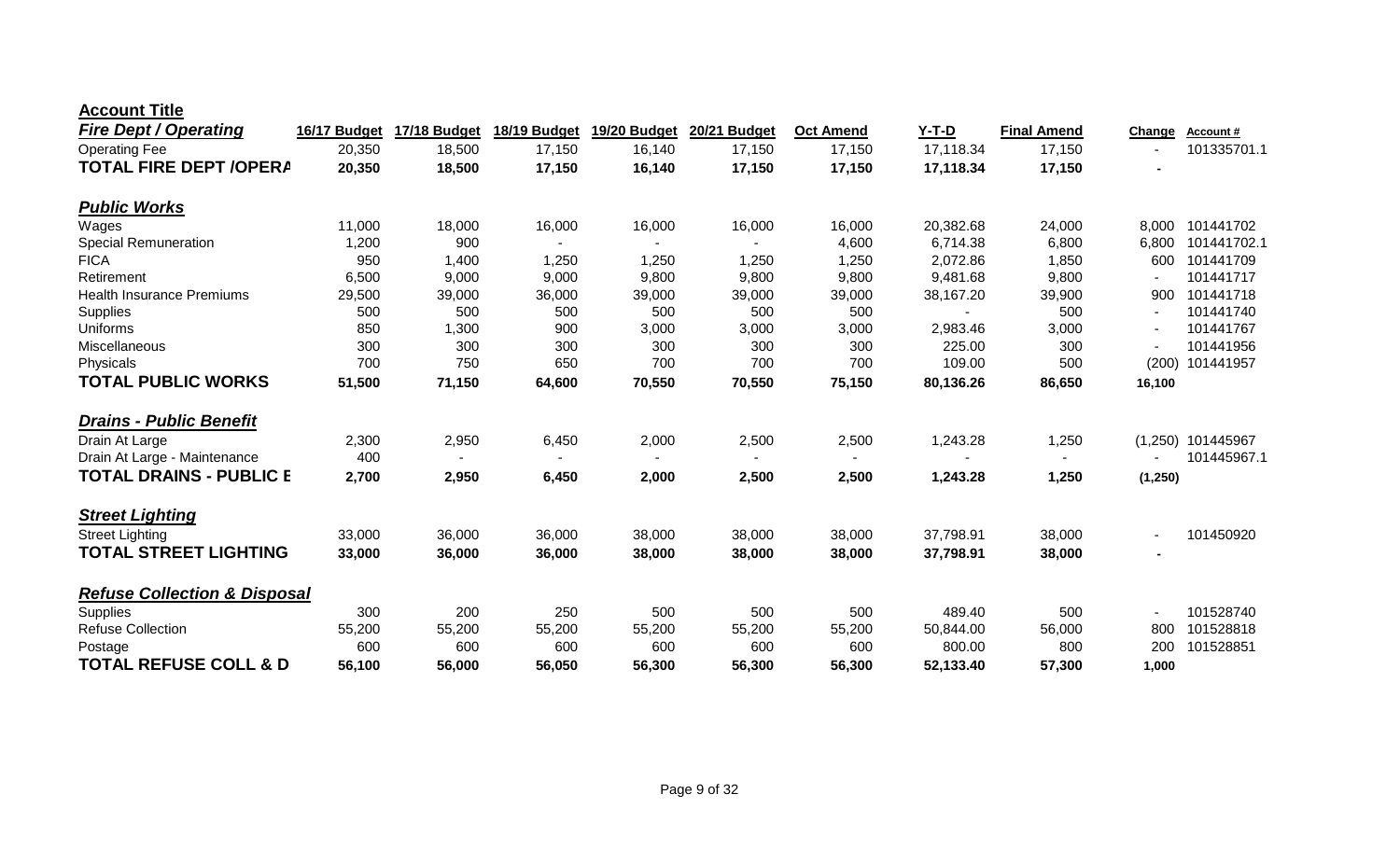**Account Title**

| *Fire Dept / Operating* | 16/17 Budget | 17/18 Budget | 18/19 Budget | 19/20 Budget | 20/21 Budget | Oct Amend | Y-T-D | Final Amend | Change | Account # |
|---|---|---|---|---|---|---|---|---|---|---|
| Operating Fee | 20,350 | 18,500 | 17,150 | 16,140 | 17,150 | 17,150 | 17,118.34 | 17,150 | - | 101335701.1 |
| **TOTAL FIRE DEPT /OPERA** | **20,350** | **18,500** | **17,150** | **16,140** | **17,150** | **17,150** | **17,118.34** | **17,150** | **-** | |
| | | | | | | | | | | |
| ***Public Works*** | | | | | | | | | | |
| Wages | 11,000 | 18,000 | 16,000 | 16,000 | 16,000 | 16,000 | 20,382.68 | 24,000 | 8,000 | 101441702 |
| Special Remuneration | 1,200 | 900 | - | - | - | 4,600 | 6,714.38 | 6,800 | 6,800 | 101441702.1 |
| FICA | 950 | 1,400 | 1,250 | 1,250 | 1,250 | 1,250 | 2,072.86 | 1,850 | 600 | 101441709 |
| Retirement | 6,500 | 9,000 | 9,000 | 9,800 | 9,800 | 9,800 | 9,481.68 | 9,800 | - | 101441717 |
| Health Insurance Premiums | 29,500 | 39,000 | 36,000 | 39,000 | 39,000 | 39,000 | 38,167.20 | 39,900 | 900 | 101441718 |
| Supplies | 500 | 500 | 500 | 500 | 500 | 500 | - | 500 | - | 101441740 |
| Uniforms | 850 | 1,300 | 900 | 3,000 | 3,000 | 3,000 | 2,983.46 | 3,000 | - | 101441767 |
| Miscellaneous | 300 | 300 | 300 | 300 | 300 | 300 | 225.00 | 300 | - | 101441956 |
| Physicals | 700 | 750 | 650 | 700 | 700 | 700 | 109.00 | 500 | (200) | 101441957 |
| **TOTAL PUBLIC WORKS** | **51,500** | **71,150** | **64,600** | **70,550** | **70,550** | **75,150** | **80,136.26** | **86,650** | **16,100** | |
| | | | | | | | | | | |
| ***Drains - Public Benefit*** | | | | | | | | | | |
| Drain At Large | 2,300 | 2,950 | 6,450 | 2,000 | 2,500 | 2,500 | 1,243.28 | 1,250 | (1,250) | 101445967 |
| Drain At Large - Maintenance | 400 | - | - | - | - | - | - | - | - | 101445967.1 |
| **TOTAL DRAINS - PUBLIC E** | **2,700** | **2,950** | **6,450** | **2,000** | **2,500** | **2,500** | **1,243.28** | **1,250** | **(1,250)** | |
| | | | | | | | | | | |
| ***Street Lighting*** | | | | | | | | | | |
| Street Lighting | 33,000 | 36,000 | 36,000 | 38,000 | 38,000 | 38,000 | 37,798.91 | 38,000 | - | 101450920 |
| **TOTAL STREET LIGHTING** | **33,000** | **36,000** | **36,000** | **38,000** | **38,000** | **38,000** | **37,798.91** | **38,000** | **-** | |
| | | | | | | | | | | |
| ***Refuse Collection & Disposal*** | | | | | | | | | | |
| Supplies | 300 | 200 | 250 | 500 | 500 | 500 | 489.40 | 500 | - | 101528740 |
| Refuse Collection | 55,200 | 55,200 | 55,200 | 55,200 | 55,200 | 55,200 | 50,844.00 | 56,000 | 800 | 101528818 |
| Postage | 600 | 600 | 600 | 600 | 600 | 600 | 800.00 | 800 | 200 | 101528851 |
| **TOTAL REFUSE COLL & D** | **56,100** | **56,000** | **56,050** | **56,300** | **56,300** | **56,300** | **52,133.40** | **57,300** | **1,000** | |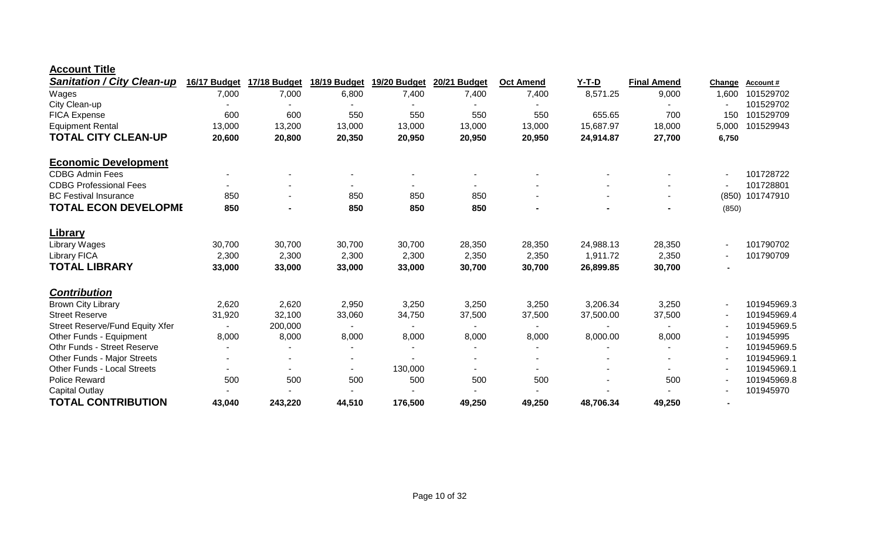**Account Title**

| *Sanitation / City Clean-up* | 16/17 Budget | 17/18 Budget | 18/19 Budget | 19/20 Budget | 20/21 Budget | Oct Amend | Y-T-D | Final Amend | Change | Account # |
|---|---|---|---|---|---|---|---|---|---|---|
| Wages | 7,000 | 7,000 | 6,800 | 7,400 | 7,400 | 7,400 | 8,571.25 | 9,000 | 1,600 | 101529702 |
| City Clean-up | - | - | - | - | - | - | | - | - | 101529702 |
| FICA Expense | 600 | 600 | 550 | 550 | 550 | 550 | 655.65 | 700 | 150 | 101529709 |
| Equipment Rental | 13,000 | 13,200 | 13,000 | 13,000 | 13,000 | 13,000 | 15,687.97 | 18,000 | 5,000 | 101529943 |
| **TOTAL CITY CLEAN-UP** | **20,600** | **20,800** | **20,350** | **20,950** | **20,950** | **20,950** | **24,914.87** | **27,700** | **6,750** | |
| | | | | | | | | | | |
| **Economic Development** | | | | | | | | | | |
| CDBG Admin Fees | - | - | - | - | - | - | - | - | - | 101728722 |
| CDBG Professional Fees | - | - | - | - | - | - | - | - | - | 101728801 |
| BC Festival Insurance | 850 | - | 850 | 850 | 850 | - | - | - | (850) | 101747910 |
| **TOTAL ECON DEVELOPME** | **850** | **-** | **850** | **850** | **850** | **-** | **-** | **-** | (850) | |
| | | | | | | | | | | |
| **Library** | | | | | | | | | | |
| Library Wages | 30,700 | 30,700 | 30,700 | 30,700 | 28,350 | 28,350 | 24,988.13 | 28,350 | - | 101790702 |
| Library FICA | 2,300 | 2,300 | 2,300 | 2,300 | 2,350 | 2,350 | 1,911.72 | 2,350 | - | 101790709 |
| **TOTAL LIBRARY** | **33,000** | **33,000** | **33,000** | **33,000** | **30,700** | **30,700** | **26,899.85** | **30,700** | **-** | |
| | | | | | | | | | | |
| ***Contribution*** | | | | | | | | | | |
| Brown City Library | 2,620 | 2,620 | 2,950 | 3,250 | 3,250 | 3,250 | 3,206.34 | 3,250 | - | 101945969.3 |
| Street Reserve | 31,920 | 32,100 | 33,060 | 34,750 | 37,500 | 37,500 | 37,500.00 | 37,500 | - | 101945969.4 |
| Street Reserve/Fund Equity Xfer | - | 200,000 | - | - | - | - | - | - | - | 101945969.5 |
| Other Funds - Equipment | 8,000 | 8,000 | 8,000 | 8,000 | 8,000 | 8,000 | 8,000.00 | 8,000 | - | 101945995 |
| Othr Funds - Street Reserve | - | - | - | - | - | - | - | - | - | 101945969.5 |
| Other Funds - Major Streets | - | - | - | - | - | - | - | - | - | 101945969.1 |
| Other Funds - Local Streets | - | - | - | 130,000 | - | - | - | - | - | 101945969.1 |
| Police Reward | 500 | 500 | 500 | 500 | 500 | 500 | - | 500 | - | 101945969.8 |
| Capital Outlay | - | - | - | - | - | - | - | - | - | 101945970 |
| **TOTAL CONTRIBUTION** | **43,040** | **243,220** | **44,510** | **176,500** | **49,250** | **49,250** | **48,706.34** | **49,250** | **-** | |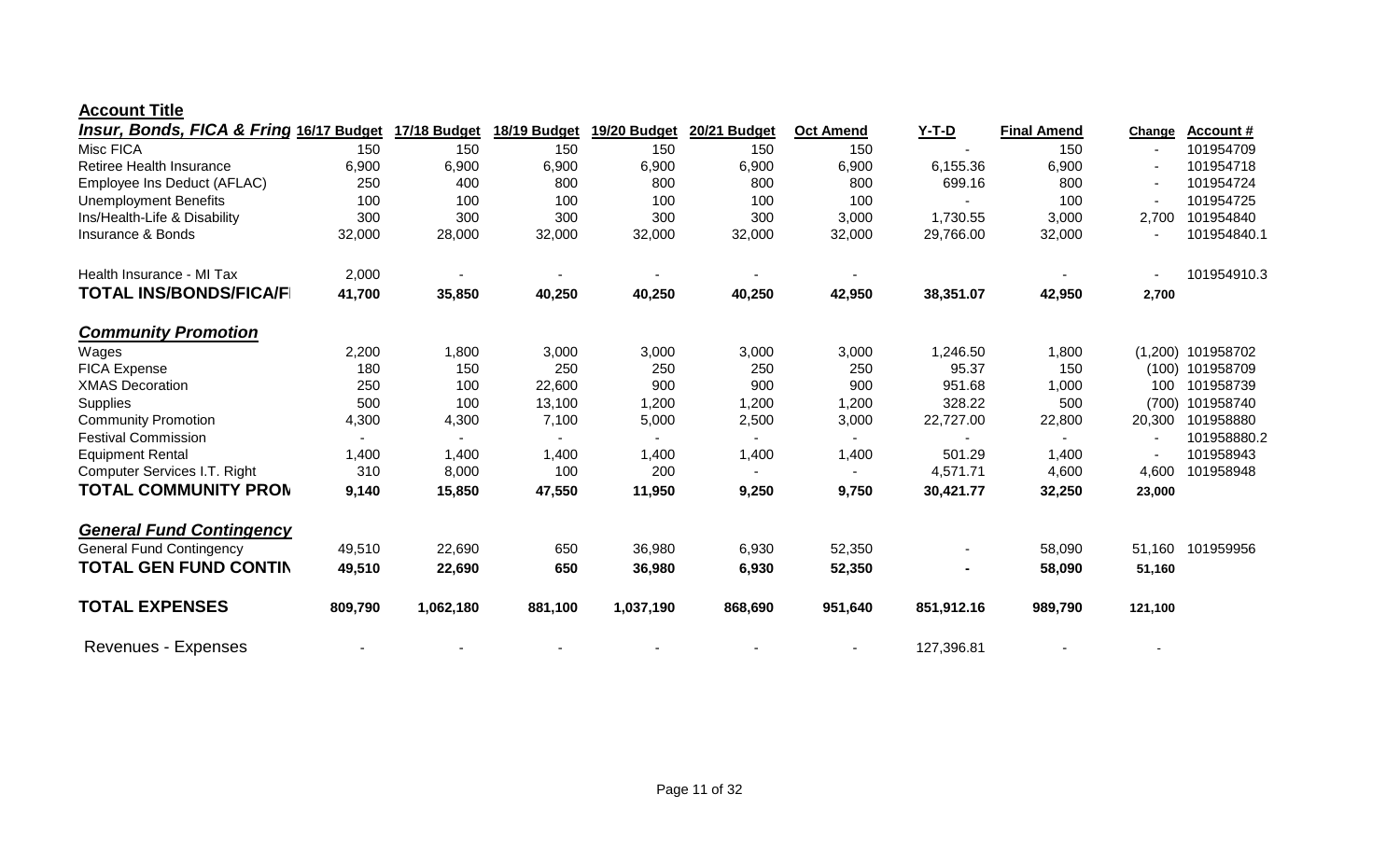**Account Title**

| *Insur, Bonds, FICA & Fring* | 16/17 Budget | 17/18 Budget | 18/19 Budget | 19/20 Budget | 20/21 Budget | Oct Amend | Y-T-D | Final Amend | Change | Account # |
|---|---|---|---|---|---|---|---|---|---|---|
| Misc FICA | 150 | 150 | 150 | 150 | 150 | 150 | - | 150 | - | 101954709 |
| Retiree Health Insurance | 6,900 | 6,900 | 6,900 | 6,900 | 6,900 | 6,900 | 6,155.36 | 6,900 | - | 101954718 |
| Employee Ins Deduct (AFLAC) | 250 | 400 | 800 | 800 | 800 | 800 | 699.16 | 800 | - | 101954724 |
| Unemployment Benefits | 100 | 100 | 100 | 100 | 100 | 100 | - | 100 | - | 101954725 |
| Ins/Health-Life & Disability | 300 | 300 | 300 | 300 | 300 | 3,000 | 1,730.55 | 3,000 | 2,700 | 101954840 |
| Insurance & Bonds | 32,000 | 28,000 | 32,000 | 32,000 | 32,000 | 32,000 | 29,766.00 | 32,000 | - | 101954840.1 |
| Health Insurance - MI Tax | 2,000 | - | - | - | - | - | | - | - | 101954910.3 |
| **TOTAL INS/BONDS/FICA/F** | **41,700** | **35,850** | **40,250** | **40,250** | **40,250** | **42,950** | **38,351.07** | **42,950** | **2,700** | |
| ***Community Promotion*** | | | | | | | | | | |
| Wages | 2,200 | 1,800 | 3,000 | 3,000 | 3,000 | 3,000 | 1,246.50 | 1,800 | (1,200) | 101958702 |
| FICA Expense | 180 | 150 | 250 | 250 | 250 | 250 | 95.37 | 150 | (100) | 101958709 |
| XMAS Decoration | 250 | 100 | 22,600 | 900 | 900 | 900 | 951.68 | 1,000 | 100 | 101958739 |
| Supplies | 500 | 100 | 13,100 | 1,200 | 1,200 | 1,200 | 328.22 | 500 | (700) | 101958740 |
| Community Promotion | 4,300 | 4,300 | 7,100 | 5,000 | 2,500 | 3,000 | 22,727.00 | 22,800 | 20,300 | 101958880 |
| Festival Commission | - | - | - | - | - | - | - | - | - | 101958880.2 |
| Equipment Rental | 1,400 | 1,400 | 1,400 | 1,400 | 1,400 | 1,400 | 501.29 | 1,400 | - | 101958943 |
| Computer Services I.T. Right | 310 | 8,000 | 100 | 200 | - | - | 4,571.71 | 4,600 | 4,600 | 101958948 |
| **TOTAL COMMUNITY PROM** | **9,140** | **15,850** | **47,550** | **11,950** | **9,250** | **9,750** | **30,421.77** | **32,250** | **23,000** | |
| ***General Fund Contingency*** | | | | | | | | | | |
| General Fund Contingency | 49,510 | 22,690 | 650 | 36,980 | 6,930 | 52,350 | - | 58,090 | 51,160 | 101959956 |
| **TOTAL GEN FUND CONTIN** | **49,510** | **22,690** | **650** | **36,980** | **6,930** | **52,350** | **-** | **58,090** | **51,160** | |
| **TOTAL EXPENSES** | **809,790** | **1,062,180** | **881,100** | **1,037,190** | **868,690** | **951,640** | **851,912.16** | **989,790** | **121,100** | |
| Revenues - Expenses | - | - | - | - | - | - | 127,396.81 | - | - | |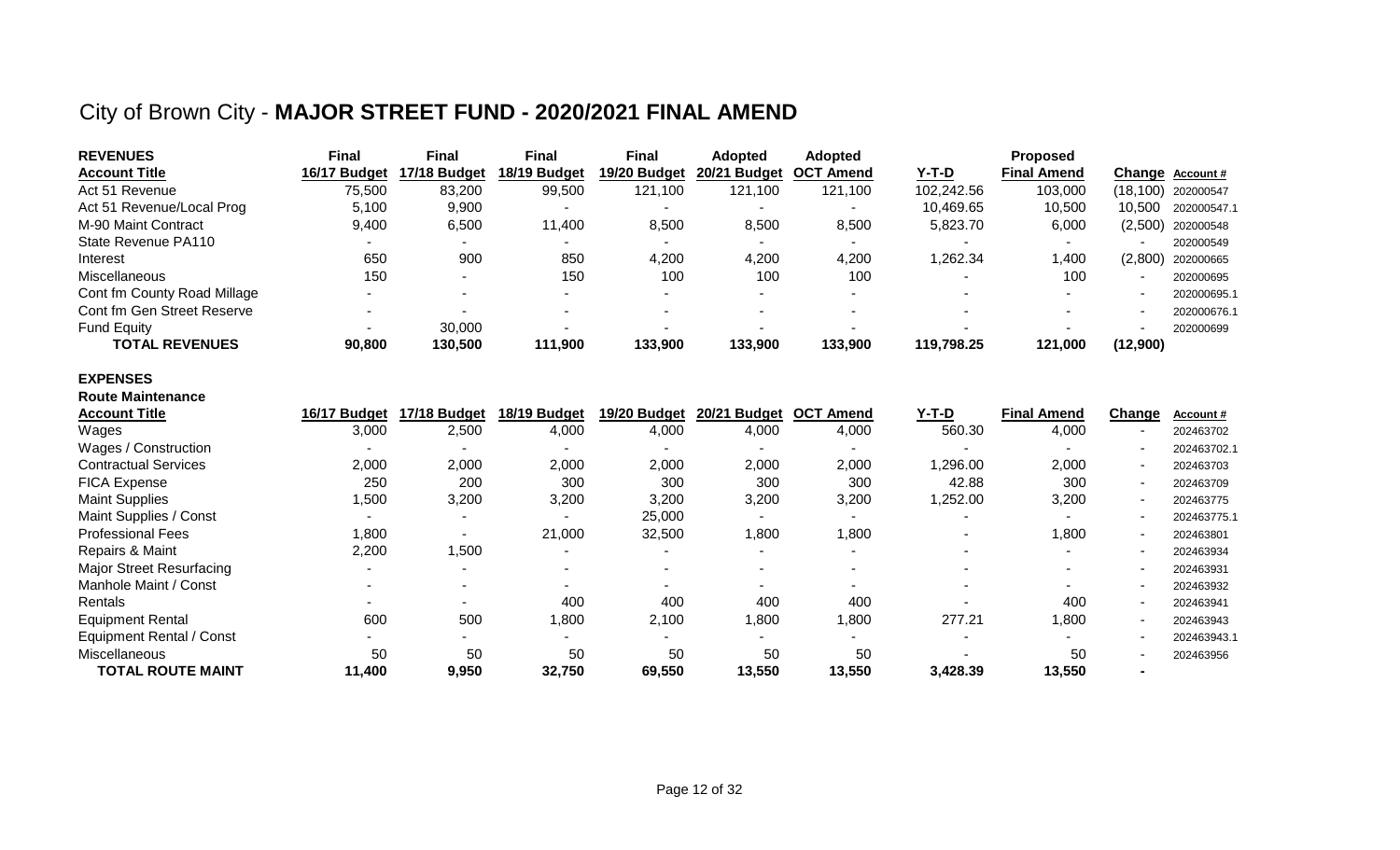# City of Brown City - **MAJOR STREET FUND - 2020/2021 FINAL AMEND**

| **REVENUES**<br>**Account Title** | **Final**<br>**16/17 Budget** | **Final**<br>**17/18 Budget** | **Final**<br>**18/19 Budget** | **Final**<br>**19/20 Budget** | **Adopted**<br>**20/21 Budget** | **Adopted**<br>**OCT Amend** | **Y-T-D** | **Proposed**<br>**Final Amend** | **Change** | **Account #** |
|---|---|---|---|---|---|---|---|---|---|---|
| Act 51 Revenue | 75,500 | 83,200 | 99,500 | 121,100 | 121,100 | 121,100 | 102,242.56 | 103,000 | (18,100) | 202000547 |
| Act 51 Revenue/Local Prog | 5,100 | 9,900 | - | - | - | - | 10,469.65 | 10,500 | 10,500 | 202000547.1 |
| M-90 Maint Contract | 9,400 | 6,500 | 11,400 | 8,500 | 8,500 | 8,500 | 5,823.70 | 6,000 | (2,500) | 202000548 |
| State Revenue PA110 | - | - | - | - | - | - | - | - | - | 202000549 |
| Interest | 650 | 900 | 850 | 4,200 | 4,200 | 4,200 | 1,262.34 | 1,400 | (2,800) | 202000665 |
| Miscellaneous | 150 | - | 150 | 100 | 100 | 100 | - | 100 | - | 202000695 |
| Cont fm County Road Millage | - | - | - | - | - | - | - | - | - | 202000695.1 |
| Cont fm Gen Street Reserve | - | - | - | - | - | - | - | - | - | 202000676.1 |
| Fund Equity | - | 30,000 | - | - | - | - | - | - | - | 202000699 |
| **TOTAL REVENUES** | **90,800** | **130,500** | **111,900** | **133,900** | **133,900** | **133,900** | **119,798.25** | **121,000** | **(12,900)** | |

**EXPENSES**

**Route Maintenance**

| **Account Title** | **16/17 Budget** | **17/18 Budget** | **18/19 Budget** | **19/20 Budget** | **20/21 Budget** | **OCT Amend** | **Y-T-D** | **Final Amend** | **Change** | **Account #** |
|---|---|---|---|---|---|---|---|---|---|---|
| Wages | 3,000 | 2,500 | 4,000 | 4,000 | 4,000 | 4,000 | 560.30 | 4,000 | - | 202463702 |
| Wages / Construction | - | - | - | - | - | - | - | - | - | 202463702.1 |
| Contractual Services | 2,000 | 2,000 | 2,000 | 2,000 | 2,000 | 2,000 | 1,296.00 | 2,000 | - | 202463703 |
| FICA Expense | 250 | 200 | 300 | 300 | 300 | 300 | 42.88 | 300 | - | 202463709 |
| Maint Supplies | 1,500 | 3,200 | 3,200 | 3,200 | 3,200 | 3,200 | 1,252.00 | 3,200 | - | 202463775 |
| Maint Supplies / Const | - | - | - | 25,000 | - | - | - | - | - | 202463775.1 |
| Professional Fees | 1,800 | - | 21,000 | 32,500 | 1,800 | 1,800 | - | 1,800 | - | 202463801 |
| Repairs & Maint | 2,200 | 1,500 | - | - | - | - | - | - | - | 202463934 |
| Major Street Resurfacing | - | - | - | - | - | - | - | - | - | 202463931 |
| Manhole Maint / Const | - | - | - | - | - | - | - | - | - | 202463932 |
| Rentals | - | - | 400 | 400 | 400 | 400 | - | 400 | - | 202463941 |
| Equipment Rental | 600 | 500 | 1,800 | 2,100 | 1,800 | 1,800 | 277.21 | 1,800 | - | 202463943 |
| Equipment Rental / Const | - | - | - | - | - | - | - | - | - | 202463943.1 |
| Miscellaneous | 50 | 50 | 50 | 50 | 50 | 50 | - | 50 | - | 202463956 |
| **TOTAL ROUTE MAINT** | **11,400** | **9,950** | **32,750** | **69,550** | **13,550** | **13,550** | **3,428.39** | **13,550** | **-** | |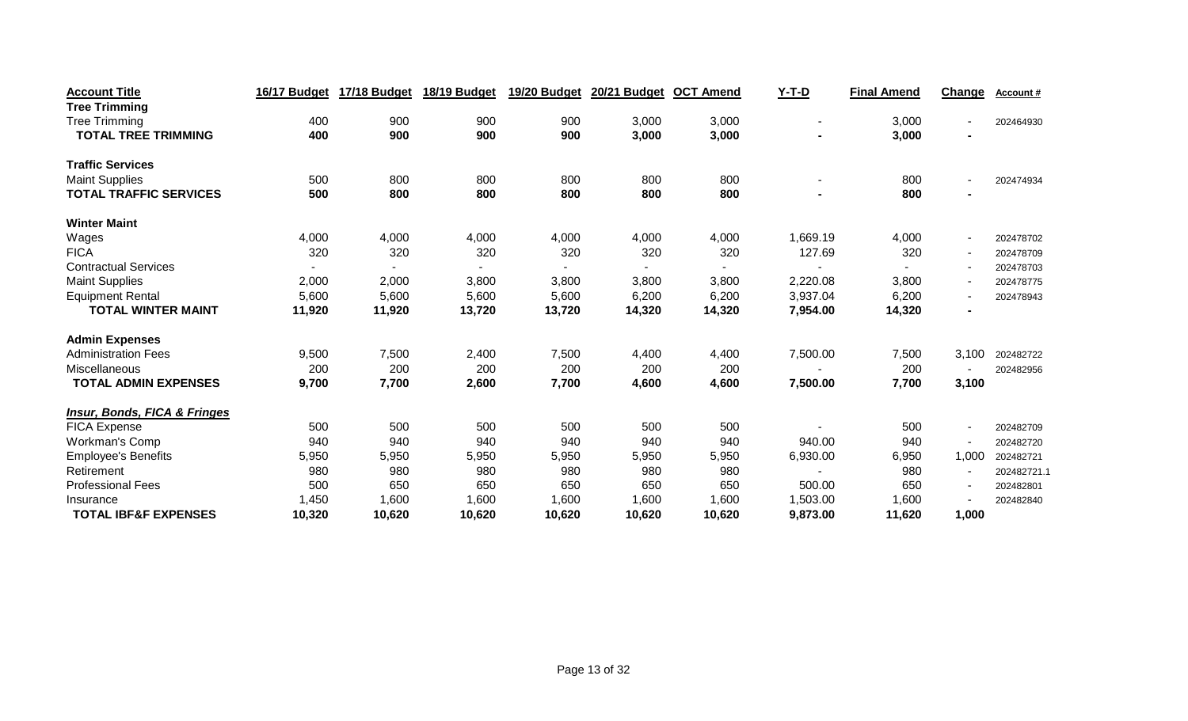| Account Title | 16/17 Budget | 17/18 Budget | 18/19 Budget | 19/20 Budget | 20/21 Budget | OCT Amend | Y-T-D | Final Amend | Change | Account # |
|---|---|---|---|---|---|---|---|---|---|---|
| **Tree Trimming** | | | | | | | | | | |
| Tree Trimming | 400 | 900 | 900 | 900 | 3,000 | 3,000 | - | 3,000 | - | 202464930 |
| **TOTAL TREE TRIMMING** | **400** | **900** | **900** | **900** | **3,000** | **3,000** | **-** | **3,000** | **-** | |
| | | | | | | | | | | |
| **Traffic Services** | | | | | | | | | | |
| Maint Supplies | 500 | 800 | 800 | 800 | 800 | 800 | - | 800 | - | 202474934 |
| **TOTAL TRAFFIC SERVICES** | **500** | **800** | **800** | **800** | **800** | **800** | **-** | **800** | **-** | |
| | | | | | | | | | | |
| **Winter Maint** | | | | | | | | | | |
| Wages | 4,000 | 4,000 | 4,000 | 4,000 | 4,000 | 4,000 | 1,669.19 | 4,000 | - | 202478702 |
| FICA | 320 | 320 | 320 | 320 | 320 | 320 | 127.69 | 320 | - | 202478709 |
| Contractual Services | - | - | - | - | - | - | - | - | - | 202478703 |
| Maint Supplies | 2,000 | 2,000 | 3,800 | 3,800 | 3,800 | 3,800 | 2,220.08 | 3,800 | - | 202478775 |
| Equipment Rental | 5,600 | 5,600 | 5,600 | 5,600 | 6,200 | 6,200 | 3,937.04 | 6,200 | - | 202478943 |
| **TOTAL WINTER MAINT** | **11,920** | **11,920** | **13,720** | **13,720** | **14,320** | **14,320** | **7,954.00** | **14,320** | **-** | |
| | | | | | | | | | | |
| **Admin Expenses** | | | | | | | | | | |
| Administration Fees | 9,500 | 7,500 | 2,400 | 7,500 | 4,400 | 4,400 | 7,500.00 | 7,500 | 3,100 | 202482722 |
| Miscellaneous | 200 | 200 | 200 | 200 | 200 | 200 | - | 200 | - | 202482956 |
| **TOTAL ADMIN EXPENSES** | **9,700** | **7,700** | **2,600** | **7,700** | **4,600** | **4,600** | **7,500.00** | **7,700** | **3,100** | |
| | | | | | | | | | | |
| ***Insur, Bonds, FICA & Fringes*** | | | | | | | | | | |
| FICA Expense | 500 | 500 | 500 | 500 | 500 | 500 | - | 500 | - | 202482709 |
| Workman's Comp | 940 | 940 | 940 | 940 | 940 | 940 | 940.00 | 940 | - | 202482720 |
| Employee's Benefits | 5,950 | 5,950 | 5,950 | 5,950 | 5,950 | 5,950 | 6,930.00 | 6,950 | 1,000 | 202482721 |
| Retirement | 980 | 980 | 980 | 980 | 980 | 980 | - | 980 | - | 202482721.1 |
| Professional Fees | 500 | 650 | 650 | 650 | 650 | 650 | 500.00 | 650 | - | 202482801 |
| Insurance | 1,450 | 1,600 | 1,600 | 1,600 | 1,600 | 1,600 | 1,503.00 | 1,600 | - | 202482840 |
| **TOTAL IBF&F EXPENSES** | **10,320** | **10,620** | **10,620** | **10,620** | **10,620** | **10,620** | **9,873.00** | **11,620** | **1,000** | |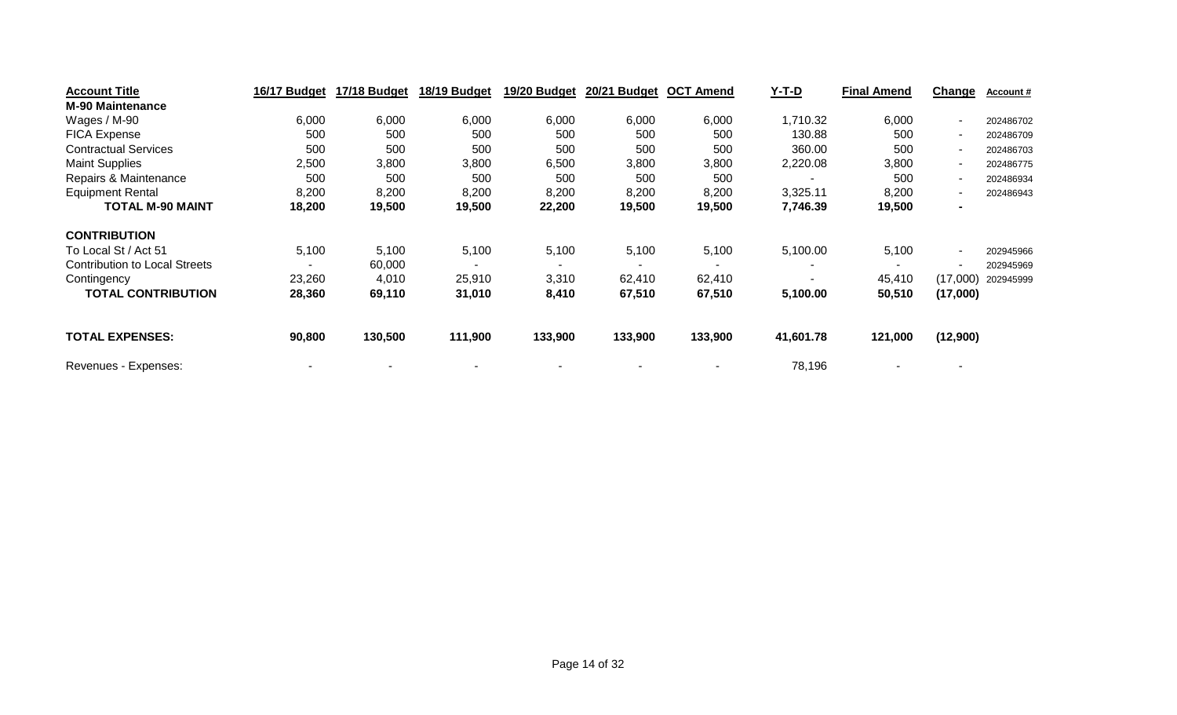| Account Title | 16/17 Budget | 17/18 Budget | 18/19 Budget | 19/20 Budget | 20/21 Budget | OCT Amend | Y-T-D | Final Amend | Change | Account # |
|---|---|---|---|---|---|---|---|---|---|---|
| **M-90 Maintenance** | | | | | | | | | | |
| Wages / M-90 | 6,000 | 6,000 | 6,000 | 6,000 | 6,000 | 6,000 | 1,710.32 | 6,000 | - | 202486702 |
| FICA Expense | 500 | 500 | 500 | 500 | 500 | 500 | 130.88 | 500 | - | 202486709 |
| Contractual Services | 500 | 500 | 500 | 500 | 500 | 500 | 360.00 | 500 | - | 202486703 |
| Maint Supplies | 2,500 | 3,800 | 3,800 | 6,500 | 3,800 | 3,800 | 2,220.08 | 3,800 | - | 202486775 |
| Repairs & Maintenance | 500 | 500 | 500 | 500 | 500 | 500 | - | 500 | - | 202486934 |
| Equipment Rental | 8,200 | 8,200 | 8,200 | 8,200 | 8,200 | 8,200 | 3,325.11 | 8,200 | - | 202486943 |
| **TOTAL M-90 MAINT** | **18,200** | **19,500** | **19,500** | **22,200** | **19,500** | **19,500** | **7,746.39** | **19,500** | **-** | |
| | | | | | | | | | | |
| **CONTRIBUTION** | | | | | | | | | | |
| To Local St / Act 51 | 5,100 | 5,100 | 5,100 | 5,100 | 5,100 | 5,100 | 5,100.00 | 5,100 | - | 202945966 |
| Contribution to Local Streets | - | 60,000 | - | - | - | - | - | - | - | 202945969 |
| Contingency | 23,260 | 4,010 | 25,910 | 3,310 | 62,410 | 62,410 | - | 45,410 | (17,000) | 202945999 |
| **TOTAL CONTRIBUTION** | **28,360** | **69,110** | **31,010** | **8,410** | **67,510** | **67,510** | **5,100.00** | **50,510** | **(17,000)** | |
| | | | | | | | | | | |
| **TOTAL EXPENSES:** | **90,800** | **130,500** | **111,900** | **133,900** | **133,900** | **133,900** | **41,601.78** | **121,000** | **(12,900)** | |
| | | | | | | | | | | |
| Revenues - Expenses: | - | - | - | - | - | - | 78,196 | - | - | |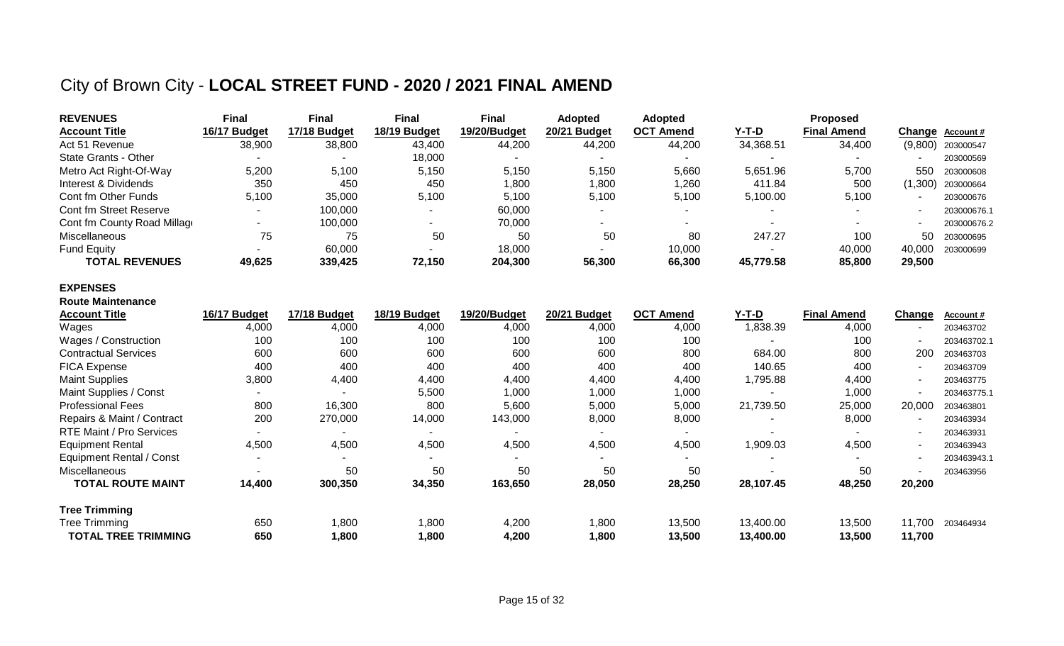# City of Brown City - **LOCAL STREET FUND - 2020 / 2021 FINAL AMEND**

| **REVENUES** | **Final** | **Final** | **Final** | **Final** | **Adopted** | **Adopted** | | **Proposed** | | |
|---|---|---|---|---|---|---|---|---|---|---|
| **Account Title** | **16/17 Budget** | **17/18 Budget** | **18/19 Budget** | **19/20/Budget** | **20/21 Budget** | **OCT Amend** | **Y-T-D** | **Final Amend** | **Change** | **Account #** |
| Act 51 Revenue | 38,900 | 38,800 | 43,400 | 44,200 | 44,200 | 44,200 | 34,368.51 | 34,400 | (9,800) | 203000547 |
| State Grants - Other | - | - | 18,000 | - | - | - | - | - | - | 203000569 |
| Metro Act Right-Of-Way | 5,200 | 5,100 | 5,150 | 5,150 | 5,150 | 5,660 | 5,651.96 | 5,700 | 550 | 203000608 |
| Interest & Dividends | 350 | 450 | 450 | 1,800 | 1,800 | 1,260 | 411.84 | 500 | (1,300) | 203000664 |
| Cont fm Other Funds | 5,100 | 35,000 | 5,100 | 5,100 | 5,100 | 5,100 | 5,100.00 | 5,100 | - | 203000676 |
| Cont fm Street Reserve | - | 100,000 | - | 60,000 | - | - | - | - | - | 203000676.1 |
| Cont fm County Road Millag | - | 100,000 | - | 70,000 | - | - | - | - | - | 203000676.2 |
| Miscellaneous | 75 | 75 | 50 | 50 | 50 | 80 | 247.27 | 100 | 50 | 203000695 |
| Fund Equity | - | 60,000 | - | 18,000 | - | 10,000 | - | 40,000 | 40,000 | 203000699 |
| **TOTAL REVENUES** | **49,625** | **339,425** | **72,150** | **204,300** | **56,300** | **66,300** | **45,779.58** | **85,800** | **29,500** | |

**EXPENSES**

**Route Maintenance**

| **Account Title** | **16/17 Budget** | **17/18 Budget** | **18/19 Budget** | **19/20/Budget** | **20/21 Budget** | **OCT Amend** | **Y-T-D** | **Final Amend** | **Change** | **Account #** |
|---|---|---|---|---|---|---|---|---|---|---|
| Wages | 4,000 | 4,000 | 4,000 | 4,000 | 4,000 | 4,000 | 1,838.39 | 4,000 | - | 203463702 |
| Wages / Construction | 100 | 100 | 100 | 100 | 100 | 100 | - | 100 | - | 203463702.1 |
| Contractual Services | 600 | 600 | 600 | 600 | 600 | 800 | 684.00 | 800 | 200 | 203463703 |
| FICA Expense | 400 | 400 | 400 | 400 | 400 | 400 | 140.65 | 400 | - | 203463709 |
| Maint Supplies | 3,800 | 4,400 | 4,400 | 4,400 | 4,400 | 4,400 | 1,795.88 | 4,400 | - | 203463775 |
| Maint Supplies / Const | - | - | 5,500 | 1,000 | 1,000 | 1,000 | - | 1,000 | - | 203463775.1 |
| Professional Fees | 800 | 16,300 | 800 | 5,600 | 5,000 | 5,000 | 21,739.50 | 25,000 | 20,000 | 203463801 |
| Repairs & Maint / Contract | 200 | 270,000 | 14,000 | 143,000 | 8,000 | 8,000 | - | 8,000 | - | 203463934 |
| RTE Maint / Pro Services | - | - | - | - | - | - | - | - | - | 203463931 |
| Equipment Rental | 4,500 | 4,500 | 4,500 | 4,500 | 4,500 | 4,500 | 1,909.03 | 4,500 | - | 203463943 |
| Equipment Rental / Const | - | - | - | - | - | - | - | - | - | 203463943.1 |
| Miscellaneous | - | 50 | 50 | 50 | 50 | 50 | - | 50 | - | 203463956 |
| **TOTAL ROUTE MAINT** | **14,400** | **300,350** | **34,350** | **163,650** | **28,050** | **28,250** | **28,107.45** | **48,250** | **20,200** | |

**Tree Trimming**

| | | | | | | | | | | |
|---|---|---|---|---|---|---|---|---|---|---|
| Tree Trimming | 650 | 1,800 | 1,800 | 4,200 | 1,800 | 13,500 | 13,400.00 | 13,500 | 11,700 | 203464934 |
| **TOTAL TREE TRIMMING** | **650** | **1,800** | **1,800** | **4,200** | **1,800** | **13,500** | **13,400.00** | **13,500** | **11,700** | |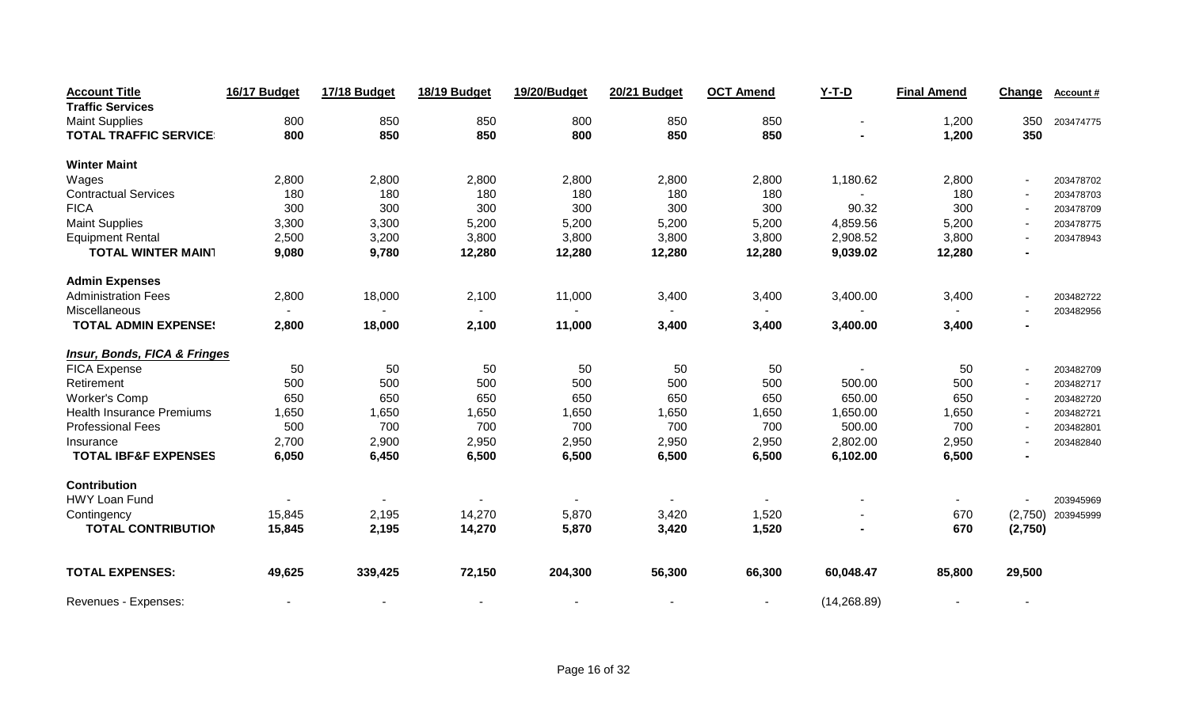| Account Title | 16/17 Budget | 17/18 Budget | 18/19 Budget | 19/20/Budget | 20/21 Budget | OCT Amend | Y-T-D | Final Amend | Change | Account # |
|---|---|---|---|---|---|---|---|---|---|---|
| **Traffic Services** | | | | | | | | | | |
| Maint Supplies | 800 | 850 | 850 | 800 | 850 | 850 | - | 1,200 | 350 | 203474775 |
| **TOTAL TRAFFIC SERVICE** | **800** | **850** | **850** | **800** | **850** | **850** | **-** | **1,200** | **350** | |
| **Winter Maint** | | | | | | | | | | |
| Wages | 2,800 | 2,800 | 2,800 | 2,800 | 2,800 | 2,800 | 1,180.62 | 2,800 | - | 203478702 |
| Contractual Services | 180 | 180 | 180 | 180 | 180 | 180 | - | 180 | - | 203478703 |
| FICA | 300 | 300 | 300 | 300 | 300 | 300 | 90.32 | 300 | - | 203478709 |
| Maint Supplies | 3,300 | 3,300 | 5,200 | 5,200 | 5,200 | 5,200 | 4,859.56 | 5,200 | - | 203478775 |
| Equipment Rental | 2,500 | 3,200 | 3,800 | 3,800 | 3,800 | 3,800 | 2,908.52 | 3,800 | - | 203478943 |
| **TOTAL WINTER MAINT** | **9,080** | **9,780** | **12,280** | **12,280** | **12,280** | **12,280** | **9,039.02** | **12,280** | **-** | |
| **Admin Expenses** | | | | | | | | | | |
| Administration Fees | 2,800 | 18,000 | 2,100 | 11,000 | 3,400 | 3,400 | 3,400.00 | 3,400 | - | 203482722 |
| Miscellaneous | - | - | - | - | - | - | - | - | - | 203482956 |
| **TOTAL ADMIN EXPENSES** | **2,800** | **18,000** | **2,100** | **11,000** | **3,400** | **3,400** | **3,400.00** | **3,400** | **-** | |
| ***Insur, Bonds, FICA & Fringes*** | | | | | | | | | | |
| FICA Expense | 50 | 50 | 50 | 50 | 50 | 50 | - | 50 | - | 203482709 |
| Retirement | 500 | 500 | 500 | 500 | 500 | 500 | 500.00 | 500 | - | 203482717 |
| Worker's Comp | 650 | 650 | 650 | 650 | 650 | 650 | 650.00 | 650 | - | 203482720 |
| Health Insurance Premiums | 1,650 | 1,650 | 1,650 | 1,650 | 1,650 | 1,650 | 1,650.00 | 1,650 | - | 203482721 |
| Professional Fees | 500 | 700 | 700 | 700 | 700 | 700 | 500.00 | 700 | - | 203482801 |
| Insurance | 2,700 | 2,900 | 2,950 | 2,950 | 2,950 | 2,950 | 2,802.00 | 2,950 | - | 203482840 |
| **TOTAL IBF&F EXPENSES** | **6,050** | **6,450** | **6,500** | **6,500** | **6,500** | **6,500** | **6,102.00** | **6,500** | **-** | |
| **Contribution** | | | | | | | | | | |
| HWY Loan Fund | - | - | - | - | - | - | - | - | - | 203945969 |
| Contingency | 15,845 | 2,195 | 14,270 | 5,870 | 3,420 | 1,520 | - | 670 | (2,750) | 203945999 |
| **TOTAL CONTRIBUTION** | **15,845** | **2,195** | **14,270** | **5,870** | **3,420** | **1,520** | **-** | **670** | **(2,750)** | |
| **TOTAL EXPENSES:** | **49,625** | **339,425** | **72,150** | **204,300** | **56,300** | **66,300** | **60,048.47** | **85,800** | **29,500** | |
| Revenues - Expenses: | - | - | - | - | - | - | (14,268.89) | - | - | |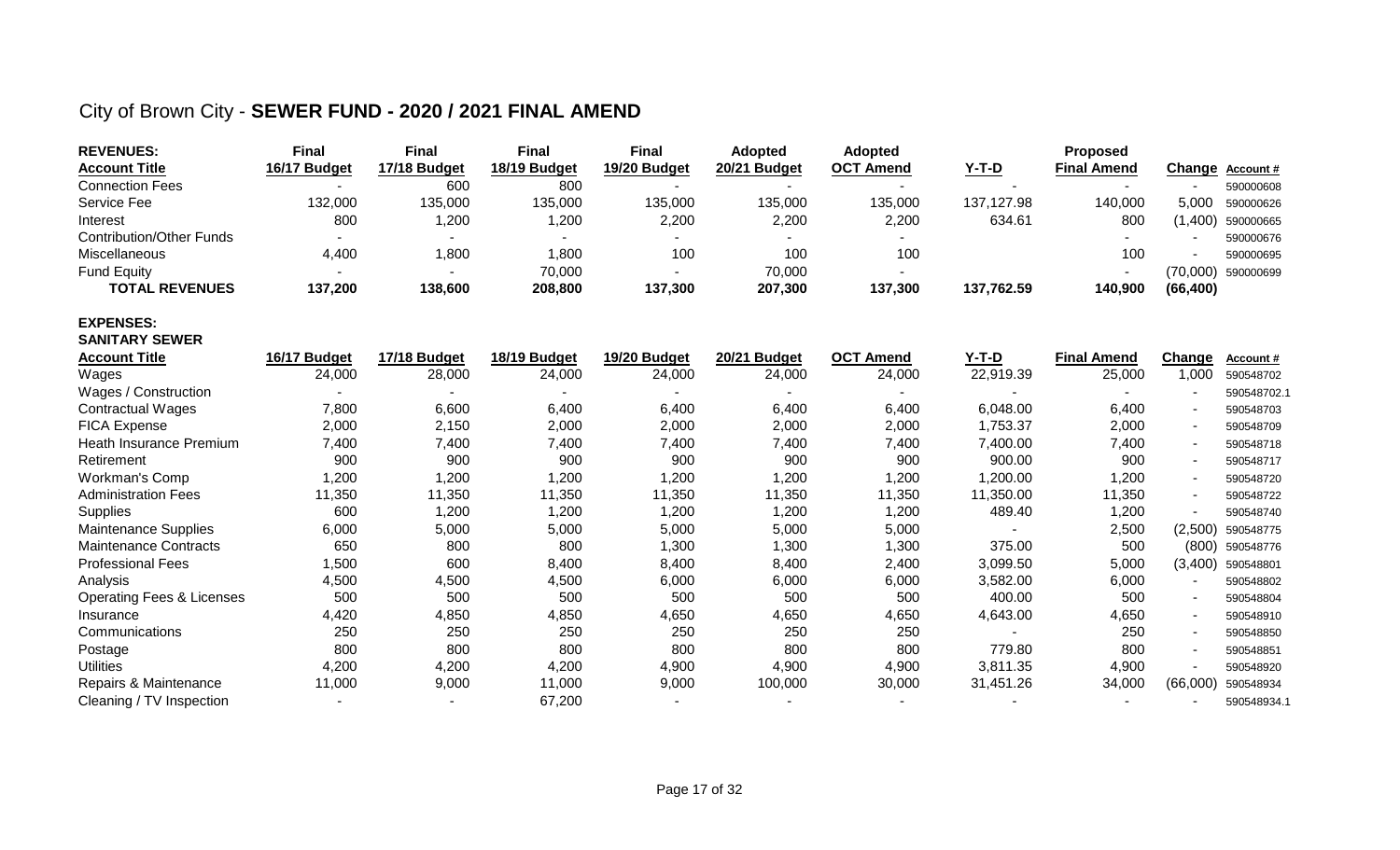# City of Brown City - **SEWER FUND - 2020 / 2021 FINAL AMEND**

| **REVENUES:** | **Final** | **Final** | **Final** | **Final** | **Adopted** | **Adopted** | | **Proposed** | | |
|---|---|---|---|---|---|---|---|---|---|---|
| **Account Title** | **16/17 Budget** | **17/18 Budget** | **18/19 Budget** | **19/20 Budget** | **20/21 Budget** | **OCT Amend** | **Y-T-D** | **Final Amend** | **Change** | **Account #** |
| Connection Fees | - | 600 | 800 | - | - | - | - | - | - | 590000608 |
| Service Fee | 132,000 | 135,000 | 135,000 | 135,000 | 135,000 | 135,000 | 137,127.98 | 140,000 | 5,000 | 590000626 |
| Interest | 800 | 1,200 | 1,200 | 2,200 | 2,200 | 2,200 | 634.61 | 800 | (1,400) | 590000665 |
| Contribution/Other Funds | - | - | - | - | - | - | | - | - | 590000676 |
| Miscellaneous | 4,400 | 1,800 | 1,800 | 100 | 100 | 100 | | 100 | - | 590000695 |
| Fund Equity | - | - | 70,000 | - | 70,000 | - | | - | (70,000) | 590000699 |
| **TOTAL REVENUES** | **137,200** | **138,600** | **208,800** | **137,300** | **207,300** | **137,300** | **137,762.59** | **140,900** | **(66,400)** | |

**EXPENSES:**

**SANITARY SEWER**

| **Account Title** | **16/17 Budget** | **17/18 Budget** | **18/19 Budget** | **19/20 Budget** | **20/21 Budget** | **OCT Amend** | **Y-T-D** | **Final Amend** | **Change** | **Account #** |
|---|---|---|---|---|---|---|---|---|---|---|
| Wages | 24,000 | 28,000 | 24,000 | 24,000 | 24,000 | 24,000 | 22,919.39 | 25,000 | 1,000 | 590548702 |
| Wages / Construction | - | - | - | - | - | - | - | - | - | 590548702.1 |
| Contractual Wages | 7,800 | 6,600 | 6,400 | 6,400 | 6,400 | 6,400 | 6,048.00 | 6,400 | - | 590548703 |
| FICA Expense | 2,000 | 2,150 | 2,000 | 2,000 | 2,000 | 2,000 | 1,753.37 | 2,000 | - | 590548709 |
| Heath Insurance Premium | 7,400 | 7,400 | 7,400 | 7,400 | 7,400 | 7,400 | 7,400.00 | 7,400 | - | 590548718 |
| Retirement | 900 | 900 | 900 | 900 | 900 | 900 | 900.00 | 900 | - | 590548717 |
| Workman's Comp | 1,200 | 1,200 | 1,200 | 1,200 | 1,200 | 1,200 | 1,200.00 | 1,200 | - | 590548720 |
| Administration Fees | 11,350 | 11,350 | 11,350 | 11,350 | 11,350 | 11,350 | 11,350.00 | 11,350 | - | 590548722 |
| Supplies | 600 | 1,200 | 1,200 | 1,200 | 1,200 | 1,200 | 489.40 | 1,200 | - | 590548740 |
| Maintenance Supplies | 6,000 | 5,000 | 5,000 | 5,000 | 5,000 | 5,000 | - | 2,500 | (2,500) | 590548775 |
| Maintenance Contracts | 650 | 800 | 800 | 1,300 | 1,300 | 1,300 | 375.00 | 500 | (800) | 590548776 |
| Professional Fees | 1,500 | 600 | 8,400 | 8,400 | 8,400 | 2,400 | 3,099.50 | 5,000 | (3,400) | 590548801 |
| Analysis | 4,500 | 4,500 | 4,500 | 6,000 | 6,000 | 6,000 | 3,582.00 | 6,000 | - | 590548802 |
| Operating Fees & Licenses | 500 | 500 | 500 | 500 | 500 | 500 | 400.00 | 500 | - | 590548804 |
| Insurance | 4,420 | 4,850 | 4,850 | 4,650 | 4,650 | 4,650 | 4,643.00 | 4,650 | - | 590548910 |
| Communications | 250 | 250 | 250 | 250 | 250 | 250 | - | 250 | - | 590548850 |
| Postage | 800 | 800 | 800 | 800 | 800 | 800 | 779.80 | 800 | - | 590548851 |
| Utilities | 4,200 | 4,200 | 4,200 | 4,900 | 4,900 | 4,900 | 3,811.35 | 4,900 | - | 590548920 |
| Repairs & Maintenance | 11,000 | 9,000 | 11,000 | 9,000 | 100,000 | 30,000 | 31,451.26 | 34,000 | (66,000) | 590548934 |
| Cleaning / TV Inspection | - | - | 67,200 | - | - | - | - | - | - | 590548934.1 |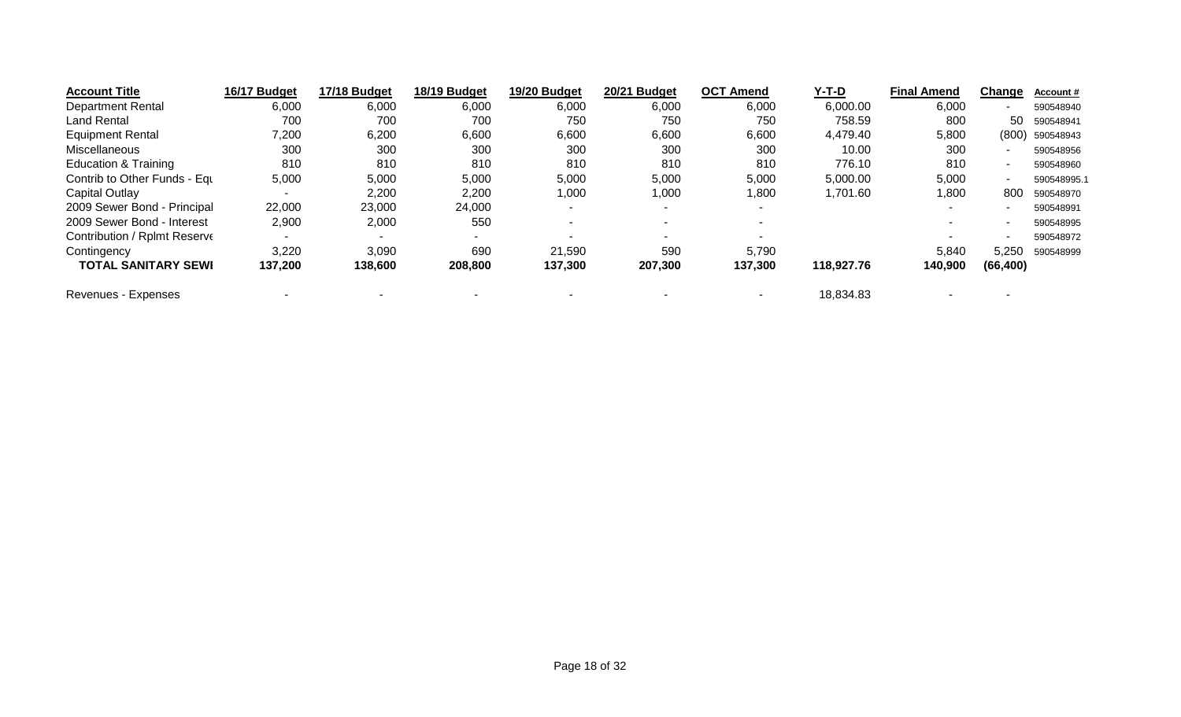| Account Title | 16/17 Budget | 17/18 Budget | 18/19 Budget | 19/20 Budget | 20/21 Budget | OCT Amend | Y-T-D | Final Amend | Change | Account # |
|---|---|---|---|---|---|---|---|---|---|---|
| Department Rental | 6,000 | 6,000 | 6,000 | 6,000 | 6,000 | 6,000 | 6,000.00 | 6,000 | - | 590548940 |
| Land Rental | 700 | 700 | 700 | 750 | 750 | 750 | 758.59 | 800 | 50 | 590548941 |
| Equipment Rental | 7,200 | 6,200 | 6,600 | 6,600 | 6,600 | 6,600 | 4,479.40 | 5,800 | (800) | 590548943 |
| Miscellaneous | 300 | 300 | 300 | 300 | 300 | 300 | 10.00 | 300 | - | 590548956 |
| Education & Training | 810 | 810 | 810 | 810 | 810 | 810 | 776.10 | 810 | - | 590548960 |
| Contrib to Other Funds - Equ | 5,000 | 5,000 | 5,000 | 5,000 | 5,000 | 5,000 | 5,000.00 | 5,000 | - | 590548995.1 |
| Capital Outlay | - | 2,200 | 2,200 | 1,000 | 1,000 | 1,800 | 1,701.60 | 1,800 | 800 | 590548970 |
| 2009 Sewer Bond - Principal | 22,000 | 23,000 | 24,000 | - | - | - | | - | - | 590548991 |
| 2009 Sewer Bond - Interest | 2,900 | 2,000 | 550 | - | - | - | | - | - | 590548995 |
| Contribution / Rplmt Reserve | - | - | - | - | - | - | | - | - | 590548972 |
| Contingency | 3,220 | 3,090 | 690 | 21,590 | 590 | 5,790 | | 5,840 | 5,250 | 590548999 |
| **TOTAL SANITARY SEWI** | **137,200** | **138,600** | **208,800** | **137,300** | **207,300** | **137,300** | **118,927.76** | **140,900** | **(66,400)** | |
| | | | | | | | | | | |
| Revenues - Expenses | - | - | - | - | - | - | 18,834.83 | - | - | |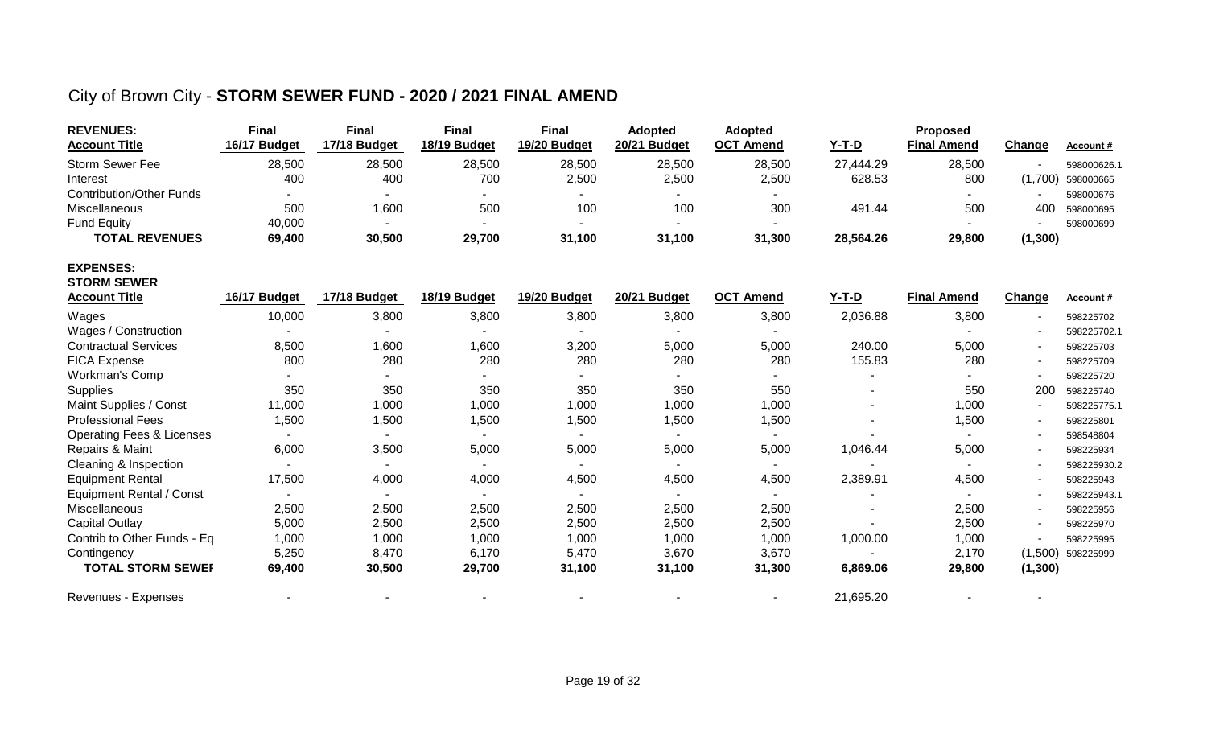# City of Brown City - **STORM SEWER FUND - 2020 / 2021 FINAL AMEND**

| **REVENUES:** **Account Title** | **Final 16/17 Budget** | **Final 17/18 Budget** | **Final 18/19 Budget** | **Final 19/20 Budget** | **Adopted 20/21 Budget** | **Adopted OCT Amend** | **Y-T-D** | **Proposed Final Amend** | **Change** | **Account #** |
|---|---|---|---|---|---|---|---|---|---|---|
| Storm Sewer Fee | 28,500 | 28,500 | 28,500 | 28,500 | 28,500 | 28,500 | 27,444.29 | 28,500 | - | 598000626.1 |
| Interest | 400 | 400 | 700 | 2,500 | 2,500 | 2,500 | 628.53 | 800 | (1,700) | 598000665 |
| Contribution/Other Funds | - | - | - | - | - | - | | - | - | 598000676 |
| Miscellaneous | 500 | 1,600 | 500 | 100 | 100 | 300 | 491.44 | 500 | 400 | 598000695 |
| Fund Equity | 40,000 | - | - | - | - | - | | - | - | 598000699 |
| **TOTAL REVENUES** | **69,400** | **30,500** | **29,700** | **31,100** | **31,100** | **31,300** | **28,564.26** | **29,800** | **(1,300)** | |

**EXPENSES:**
**STORM SEWER**

| **Account Title** | **16/17 Budget** | **17/18 Budget** | **18/19 Budget** | **19/20 Budget** | **20/21 Budget** | **OCT Amend** | **Y-T-D** | **Final Amend** | **Change** | **Account #** |
|---|---|---|---|---|---|---|---|---|---|---|
| Wages | 10,000 | 3,800 | 3,800 | 3,800 | 3,800 | 3,800 | 2,036.88 | 3,800 | - | 598225702 |
| Wages / Construction | - | - | - | - | - | - | | - | - | 598225702.1 |
| Contractual Services | 8,500 | 1,600 | 1,600 | 3,200 | 5,000 | 5,000 | 240.00 | 5,000 | - | 598225703 |
| FICA Expense | 800 | 280 | 280 | 280 | 280 | 280 | 155.83 | 280 | - | 598225709 |
| Workman's Comp | - | - | - | - | - | - | - | - | - | 598225720 |
| Supplies | 350 | 350 | 350 | 350 | 350 | 550 | - | 550 | 200 | 598225740 |
| Maint Supplies / Const | 11,000 | 1,000 | 1,000 | 1,000 | 1,000 | 1,000 | - | 1,000 | - | 598225775.1 |
| Professional Fees | 1,500 | 1,500 | 1,500 | 1,500 | 1,500 | 1,500 | - | 1,500 | - | 598225801 |
| Operating Fees & Licenses | - | - | - | - | - | - | - | - | - | 598548804 |
| Repairs & Maint | 6,000 | 3,500 | 5,000 | 5,000 | 5,000 | 5,000 | 1,046.44 | 5,000 | - | 598225934 |
| Cleaning & Inspection | - | - | - | - | - | - | - | - | - | 598225930.2 |
| Equipment Rental | 17,500 | 4,000 | 4,000 | 4,500 | 4,500 | 4,500 | 2,389.91 | 4,500 | - | 598225943 |
| Equipment Rental / Const | - | - | - | - | - | - | - | - | - | 598225943.1 |
| Miscellaneous | 2,500 | 2,500 | 2,500 | 2,500 | 2,500 | 2,500 | - | 2,500 | - | 598225956 |
| Capital Outlay | 5,000 | 2,500 | 2,500 | 2,500 | 2,500 | 2,500 | - | 2,500 | - | 598225970 |
| Contrib to Other Funds - Eq | 1,000 | 1,000 | 1,000 | 1,000 | 1,000 | 1,000 | 1,000.00 | 1,000 | - | 598225995 |
| Contingency | 5,250 | 8,470 | 6,170 | 5,470 | 3,670 | 3,670 | - | 2,170 | (1,500) | 598225999 |
| **TOTAL STORM SEWEI** | **69,400** | **30,500** | **29,700** | **31,100** | **31,100** | **31,300** | **6,869.06** | **29,800** | **(1,300)** | |
| Revenues - Expenses | - | - | - | - | - | - | 21,695.20 | - | - | |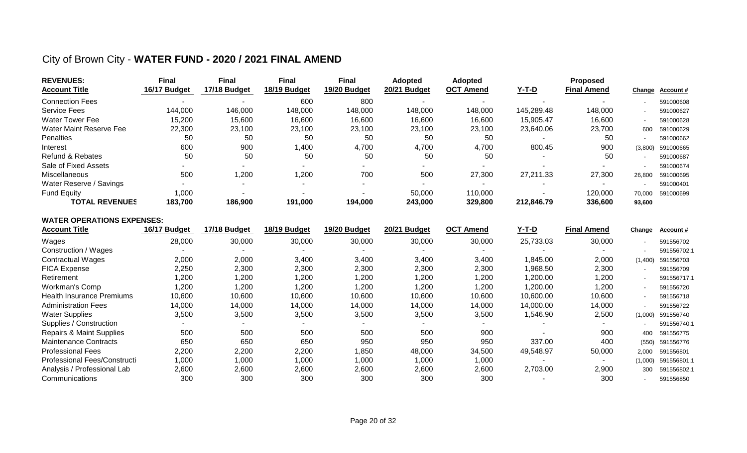# City of Brown City - **WATER FUND - 2020 / 2021 FINAL AMEND**

| **REVENUES:** **Account Title** | **Final 16/17 Budget** | **Final 17/18 Budget** | **Final 18/19 Budget** | **Final 19/20 Budget** | **Adopted 20/21 Budget** | **Adopted OCT Amend** | **Y-T-D** | **Proposed Final Amend** | **Change** | **Account #** |
|---|---|---|---|---|---|---|---|---|---|---|
| Connection Fees | - | - | 600 | 800 | - | - | - | - | - | 591000608 |
| Service Fees | 144,000 | 146,000 | 148,000 | 148,000 | 148,000 | 148,000 | 145,289.48 | 148,000 | - | 591000627 |
| Water Tower Fee | 15,200 | 15,600 | 16,600 | 16,600 | 16,600 | 16,600 | 15,905.47 | 16,600 | - | 591000628 |
| Water Maint Reserve Fee | 22,300 | 23,100 | 23,100 | 23,100 | 23,100 | 23,100 | 23,640.06 | 23,700 | 600 | 591000629 |
| Penalties | 50 | 50 | 50 | 50 | 50 | 50 | - | 50 | - | 591000662 |
| Interest | 600 | 900 | 1,400 | 4,700 | 4,700 | 4,700 | 800.45 | 900 | (3,800) | 591000665 |
| Refund & Rebates | 50 | 50 | 50 | 50 | 50 | 50 | - | 50 | - | 591000687 |
| Sale of Fixed Assets | - | - | - | - | - | - | - | - | - | 591000674 |
| Miscellaneous | 500 | 1,200 | 1,200 | 700 | 500 | 27,300 | 27,211.33 | 27,300 | 26,800 | 591000695 |
| Water Reserve / Savings | - | - | - | - | - | - | - | - | - | 591000401 |
| Fund Equity | 1,000 | - | - | - | 50,000 | 110,000 | - | 120,000 | 70,000 | 591000699 |
| **TOTAL REVENUES** | **183,700** | **186,900** | **191,000** | **194,000** | **243,000** | **329,800** | **212,846.79** | **336,600** | **93,600** | |

**WATER OPERATIONS EXPENSES:**

| **Account Title** | **16/17 Budget** | **17/18 Budget** | **18/19 Budget** | **19/20 Budget** | **20/21 Budget** | **OCT Amend** | **Y-T-D** | **Final Amend** | **Change** | **Account #** |
|---|---|---|---|---|---|---|---|---|---|---|
| Wages | 28,000 | 30,000 | 30,000 | 30,000 | 30,000 | 30,000 | 25,733.03 | 30,000 | - | 591556702 |
| Construction / Wages | - | - | - | - | - | - | - | - | - | 591556702.1 |
| Contractual Wages | 2,000 | 2,000 | 3,400 | 3,400 | 3,400 | 3,400 | 1,845.00 | 2,000 | (1,400) | 591556703 |
| FICA Expense | 2,250 | 2,300 | 2,300 | 2,300 | 2,300 | 2,300 | 1,968.50 | 2,300 | - | 591556709 |
| Retirement | 1,200 | 1,200 | 1,200 | 1,200 | 1,200 | 1,200 | 1,200.00 | 1,200 | - | 591556717.1 |
| Workman's Comp | 1,200 | 1,200 | 1,200 | 1,200 | 1,200 | 1,200 | 1,200.00 | 1,200 | - | 591556720 |
| Health Insurance Premiums | 10,600 | 10,600 | 10,600 | 10,600 | 10,600 | 10,600 | 10,600.00 | 10,600 | - | 591556718 |
| Administration Fees | 14,000 | 14,000 | 14,000 | 14,000 | 14,000 | 14,000 | 14,000.00 | 14,000 | - | 591556722 |
| Water Supplies | 3,500 | 3,500 | 3,500 | 3,500 | 3,500 | 3,500 | 1,546.90 | 2,500 | (1,000) | 591556740 |
| Supplies / Construction | - | - | - | - | - | - | - | - | - | 591556740.1 |
| Repairs & Maint Supplies | 500 | 500 | 500 | 500 | 500 | 900 | - | 900 | 400 | 591556775 |
| Maintenance Contracts | 650 | 650 | 650 | 950 | 950 | 950 | 337.00 | 400 | (550) | 591556776 |
| Professional Fees | 2,200 | 2,200 | 2,200 | 1,850 | 48,000 | 34,500 | 49,548.97 | 50,000 | 2,000 | 591556801 |
| Professional Fees/Constructi | 1,000 | 1,000 | 1,000 | 1,000 | 1,000 | 1,000 | - | - | (1,000) | 591556801.1 |
| Analysis / Professional Lab | 2,600 | 2,600 | 2,600 | 2,600 | 2,600 | 2,600 | 2,703.00 | 2,900 | 300 | 591556802.1 |
| Communications | 300 | 300 | 300 | 300 | 300 | 300 | - | 300 | - | 591556850 |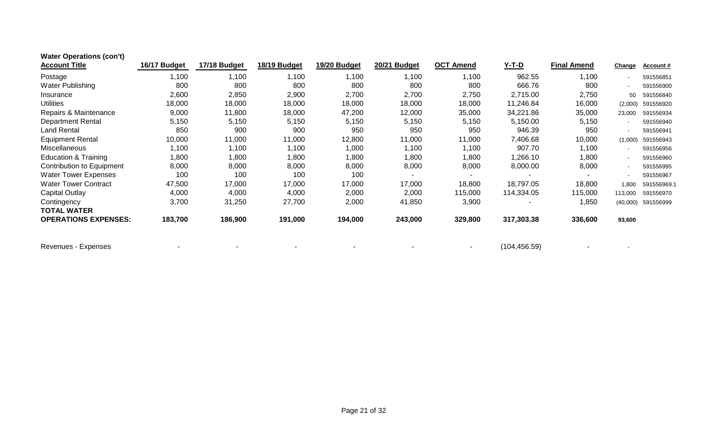**Water Operations (con't)**

| Account Title | 16/17 Budget | 17/18 Budget | 18/19 Budget | 19/20 Budget | 20/21 Budget | OCT Amend | Y-T-D | Final Amend | Change | Account # |
|---|---|---|---|---|---|---|---|---|---|---|
| Postage | 1,100 | 1,100 | 1,100 | 1,100 | 1,100 | 1,100 | 962.55 | 1,100 | - | 591556851 |
| Water Publishing | 800 | 800 | 800 | 800 | 800 | 800 | 666.76 | 800 | - | 591556900 |
| Insurance | 2,600 | 2,850 | 2,900 | 2,700 | 2,700 | 2,750 | 2,715.00 | 2,750 | 50 | 591556840 |
| Utilities | 18,000 | 18,000 | 18,000 | 18,000 | 18,000 | 18,000 | 11,246.84 | 16,000 | (2,000) | 591556920 |
| Repairs & Maintenance | 9,000 | 11,800 | 18,000 | 47,200 | 12,000 | 35,000 | 34,221.86 | 35,000 | 23,000 | 591556934 |
| Department Rental | 5,150 | 5,150 | 5,150 | 5,150 | 5,150 | 5,150 | 5,150.00 | 5,150 | - | 591556940 |
| Land Rental | 850 | 900 | 900 | 950 | 950 | 950 | 946.39 | 950 | - | 591556941 |
| Equipment Rental | 10,000 | 11,000 | 11,000 | 12,800 | 11,000 | 11,000 | 7,406.68 | 10,000 | (1,000) | 591556943 |
| Miscellaneous | 1,100 | 1,100 | 1,100 | 1,000 | 1,100 | 1,100 | 907.70 | 1,100 | - | 591556956 |
| Education & Training | 1,800 | 1,800 | 1,800 | 1,800 | 1,800 | 1,800 | 1,266.10 | 1,800 | - | 591556960 |
| Contribution to Equipment | 8,000 | 8,000 | 8,000 | 8,000 | 8,000 | 8,000 | 8,000.00 | 8,000 | - | 591556995 |
| Water Tower Expenses | 100 | 100 | 100 | 100 | - | - | - | - | - | 591556967 |
| Water Tower Contract | 47,500 | 17,000 | 17,000 | 17,000 | 17,000 | 18,800 | 18,797.05 | 18,800 | 1,800 | 591556969.1 |
| Capital Outlay | 4,000 | 4,000 | 4,000 | 2,000 | 2,000 | 115,000 | 114,334.05 | 115,000 | 113,000 | 591556970 |
| Contingency | 3,700 | 31,250 | 27,700 | 2,000 | 41,850 | 3,900 | - | 1,850 | (40,000) | 591556999 |
| **TOTAL WATER OPERATIONS EXPENSES:** | **183,700** | **186,900** | **191,000** | **194,000** | **243,000** | **329,800** | **317,303.38** | **336,600** | **93,600** | |
| | | | | | | | | | | |
| Revenues - Expenses | - | - | - | - | - | - | (104,456.59) | - | - | |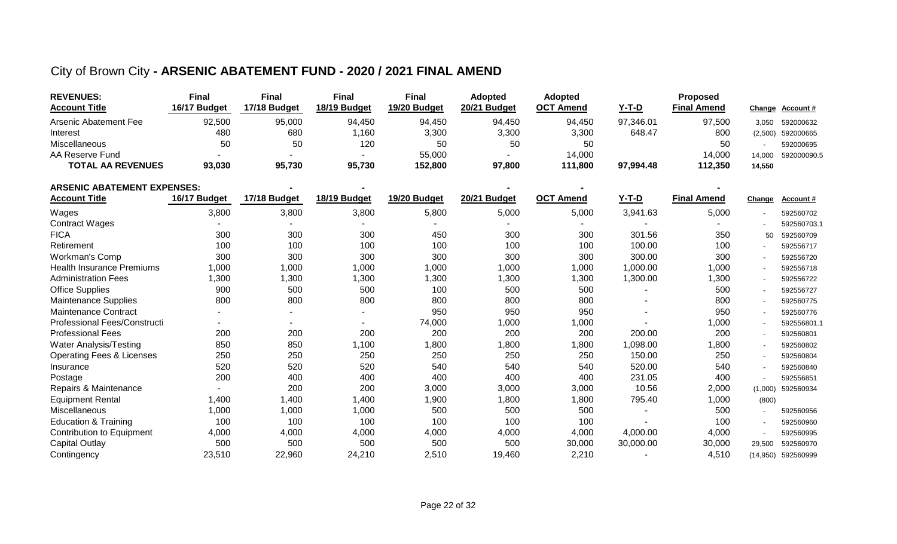# City of Brown City - **ARSENIC ABATEMENT FUND - 2020 / 2021 FINAL AMEND**

| **REVENUES:** **Account Title** | **Final 16/17 Budget** | **Final 17/18 Budget** | **Final 18/19 Budget** | **Final 19/20 Budget** | **Adopted 20/21 Budget** | **Adopted OCT Amend** | **Y-T-D** | **Proposed Final Amend** | **Change** | **Account #** |
|---|---|---|---|---|---|---|---|---|---|---|
| Arsenic Abatement Fee | 92,500 | 95,000 | 94,450 | 94,450 | 94,450 | 94,450 | 97,346.01 | 97,500 | 3,050 | 592000632 |
| Interest | 480 | 680 | 1,160 | 3,300 | 3,300 | 3,300 | 648.47 | 800 | (2,500) | 592000665 |
| Miscellaneous | 50 | 50 | 120 | 50 | 50 | 50 | | 50 | - | 592000695 |
| AA Reserve Fund | - | - | - | 55,000 | - | 14,000 | | 14,000 | 14,000 | 592000090.5 |
| **TOTAL AA REVENUES** | **93,030** | **95,730** | **95,730** | **152,800** | **97,800** | **111,800** | **97,994.48** | **112,350** | **14,550** | |

| **ARSENIC ABATEMENT EXPENSES:** **Account Title** | **16/17 Budget** | **17/18 Budget** | **18/19 Budget** | **19/20 Budget** | **20/21 Budget** | **OCT Amend** | **Y-T-D** | **Final Amend** | **Change** | **Account #** |
|---|---|---|---|---|---|---|---|---|---|---|
| Wages | 3,800 | 3,800 | 3,800 | 5,800 | 5,000 | 5,000 | 3,941.63 | 5,000 | - | 592560702 |
| Contract Wages | - | - | - | - | - | - | - | - | - | 592560703.1 |
| FICA | 300 | 300 | 300 | 450 | 300 | 300 | 301.56 | 350 | 50 | 592560709 |
| Retirement | 100 | 100 | 100 | 100 | 100 | 100 | 100.00 | 100 | - | 592556717 |
| Workman's Comp | 300 | 300 | 300 | 300 | 300 | 300 | 300.00 | 300 | - | 592556720 |
| Health Insurance Premiums | 1,000 | 1,000 | 1,000 | 1,000 | 1,000 | 1,000 | 1,000.00 | 1,000 | - | 592556718 |
| Administration Fees | 1,300 | 1,300 | 1,300 | 1,300 | 1,300 | 1,300 | 1,300.00 | 1,300 | - | 592556722 |
| Office Supplies | 900 | 500 | 500 | 100 | 500 | 500 | - | 500 | - | 592556727 |
| Maintenance Supplies | 800 | 800 | 800 | 800 | 800 | 800 | - | 800 | - | 592560775 |
| Maintenance Contract | - | - | - | 950 | 950 | 950 | - | 950 | - | 592560776 |
| Professional Fees/Constructi | - | - | - | 74,000 | 1,000 | 1,000 | - | 1,000 | - | 592556801.1 |
| Professional Fees | 200 | 200 | 200 | 200 | 200 | 200 | 200.00 | 200 | - | 592560801 |
| Water Analysis/Testing | 850 | 850 | 1,100 | 1,800 | 1,800 | 1,800 | 1,098.00 | 1,800 | - | 592560802 |
| Operating Fees & Licenses | 250 | 250 | 250 | 250 | 250 | 250 | 150.00 | 250 | - | 592560804 |
| Insurance | 520 | 520 | 520 | 540 | 540 | 540 | 520.00 | 540 | - | 592560840 |
| Postage | 200 | 400 | 400 | 400 | 400 | 400 | 231.05 | 400 | - | 592556851 |
| Repairs & Maintenance | - | 200 | 200 | 3,000 | 3,000 | 3,000 | 10.56 | 2,000 | (1,000) | 592560934 |
| Equipment Rental | 1,400 | 1,400 | 1,400 | 1,900 | 1,800 | 1,800 | 795.40 | 1,000 | (800) | |
| Miscellaneous | 1,000 | 1,000 | 1,000 | 500 | 500 | 500 | - | 500 | - | 592560956 |
| Education & Training | 100 | 100 | 100 | 100 | 100 | 100 | - | 100 | - | 592560960 |
| Contribution to Equipment | 4,000 | 4,000 | 4,000 | 4,000 | 4,000 | 4,000 | 4,000.00 | 4,000 | - | 592560995 |
| Capital Outlay | 500 | 500 | 500 | 500 | 500 | 30,000 | 30,000.00 | 30,000 | 29,500 | 592560970 |
| Contingency | 23,510 | 22,960 | 24,210 | 2,510 | 19,460 | 2,210 | - | 4,510 | (14,950) | 592560999 |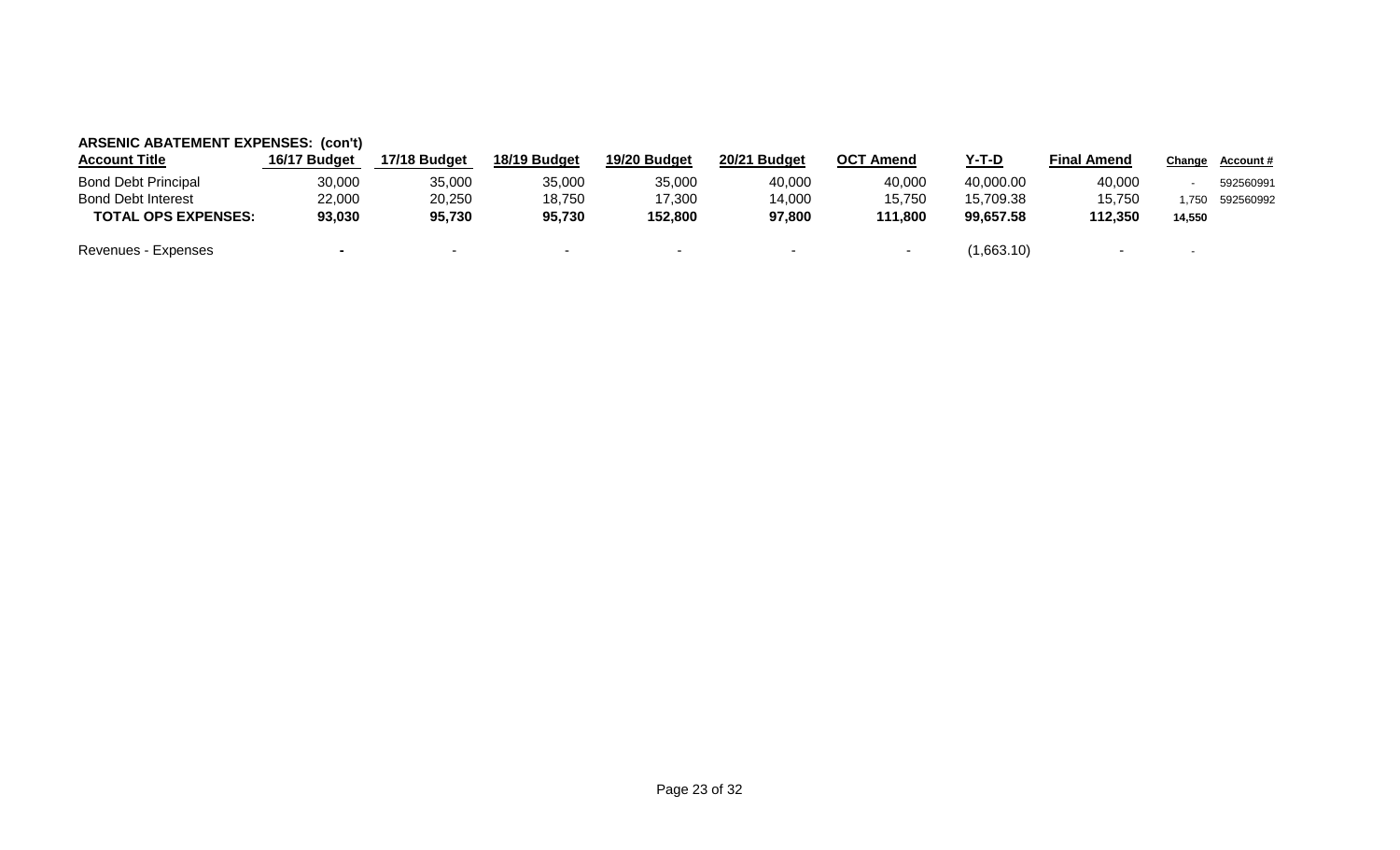**ARSENIC ABATEMENT EXPENSES: (con't)**

| Account Title | 16/17 Budget | 17/18 Budget | 18/19 Budget | 19/20 Budget | 20/21 Budget | OCT Amend | Y-T-D | Final Amend | Change | Account # |
|---|---|---|---|---|---|---|---|---|---|---|
| Bond Debt Principal | 30,000 | 35,000 | 35,000 | 35,000 | 40,000 | 40,000 | 40,000.00 | 40,000 | - | 592560991 |
| Bond Debt Interest | 22,000 | 20,250 | 18,750 | 17,300 | 14,000 | 15,750 | 15,709.38 | 15,750 | 1,750 | 592560992 |
| **TOTAL OPS EXPENSES:** | **93,030** | **95,730** | **95,730** | **152,800** | **97,800** | **111,800** | **99,657.58** | **112,350** | **14,550** | |
| Revenues - Expenses | - | - | - | - | - | - | (1,663.10) | - | - | |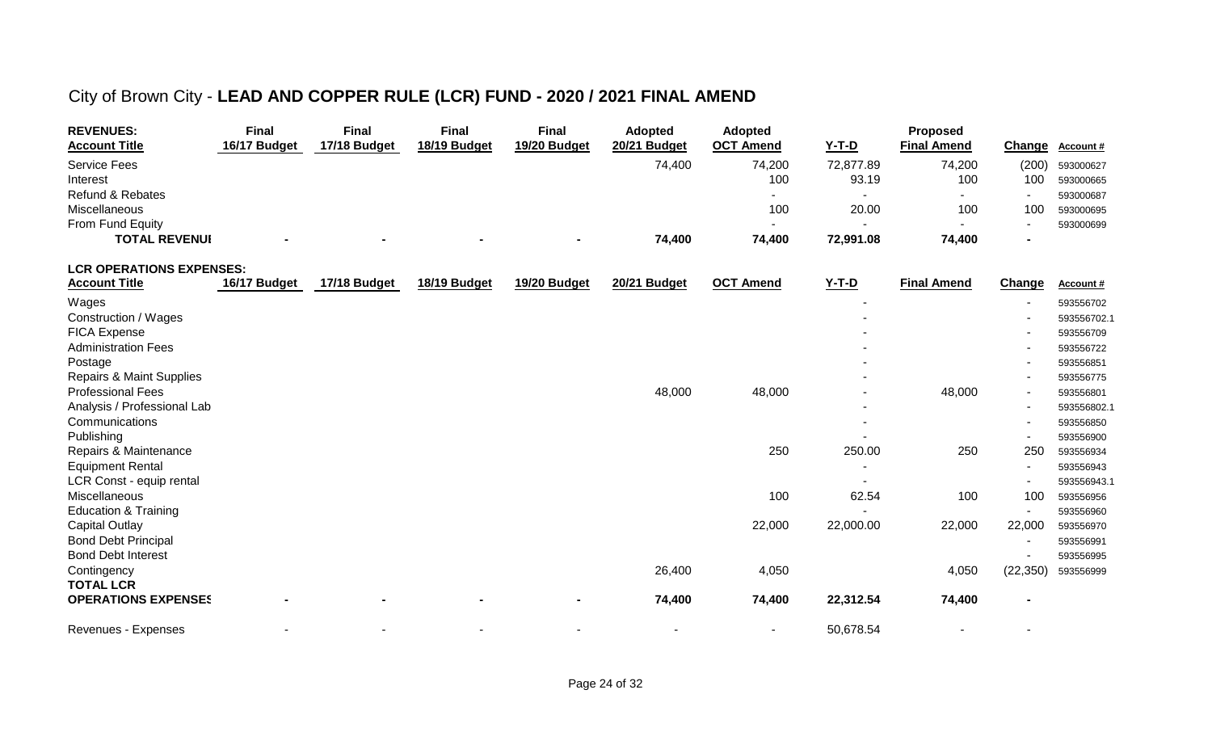# City of Brown City - **LEAD AND COPPER RULE (LCR) FUND - 2020 / 2021 FINAL AMEND**

| REVENUES: Account Title | Final 16/17 Budget | Final 17/18 Budget | Final 18/19 Budget | Final 19/20 Budget | Adopted 20/21 Budget | Adopted OCT Amend | Y-T-D | Proposed Final Amend | Change | Account # |
|---|---|---|---|---|---|---|---|---|---|---|
| Service Fees | | | | | 74,400 | 74,200 | 72,877.89 | 74,200 | (200) | 593000627 |
| Interest | | | | | | 100 | 93.19 | 100 | 100 | 593000665 |
| Refund & Rebates | | | | | | - | - | - | - | 593000687 |
| Miscellaneous | | | | | | 100 | 20.00 | 100 | 100 | 593000695 |
| From Fund Equity | | | | | | - | - | - | - | 593000699 |
| **TOTAL REVENUE** | - | - | - | - | **74,400** | **74,400** | **72,991.08** | **74,400** | - | |

| LCR OPERATIONS EXPENSES: Account Title | 16/17 Budget | 17/18 Budget | 18/19 Budget | 19/20 Budget | 20/21 Budget | OCT Amend | Y-T-D | Final Amend | Change | Account # |
|---|---|---|---|---|---|---|---|---|---|---|
| Wages | | | | | | | - | | - | 593556702 |
| Construction / Wages | | | | | | | - | | - | 593556702.1 |
| FICA Expense | | | | | | | - | | - | 593556709 |
| Administration Fees | | | | | | | - | | - | 593556722 |
| Postage | | | | | | | - | | - | 593556851 |
| Repairs & Maint Supplies | | | | | | | - | | - | 593556775 |
| Professional Fees | | | | | 48,000 | 48,000 | - | 48,000 | - | 593556801 |
| Analysis / Professional Lab | | | | | | | - | | - | 593556802.1 |
| Communications | | | | | | | - | | - | 593556850 |
| Publishing | | | | | | | - | | - | 593556900 |
| Repairs & Maintenance | | | | | | 250 | 250.00 | 250 | 250 | 593556934 |
| Equipment Rental | | | | | | | - | | - | 593556943 |
| LCR Const - equip rental | | | | | | | - | | - | 593556943.1 |
| Miscellaneous | | | | | | 100 | 62.54 | 100 | 100 | 593556956 |
| Education & Training | | | | | | | - | | - | 593556960 |
| Capital Outlay | | | | | | 22,000 | 22,000.00 | 22,000 | 22,000 | 593556970 |
| Bond Debt Principal | | | | | | | | | - | 593556991 |
| Bond Debt Interest | | | | | | | | | - | 593556995 |
| Contingency | | | | | 26,400 | 4,050 | | 4,050 | (22,350) | 593556999 |
| **TOTAL LCR OPERATIONS EXPENSES** | - | - | - | - | **74,400** | **74,400** | **22,312.54** | **74,400** | - | |
| Revenues - Expenses | - | - | - | - | - | - | 50,678.54 | - | - | |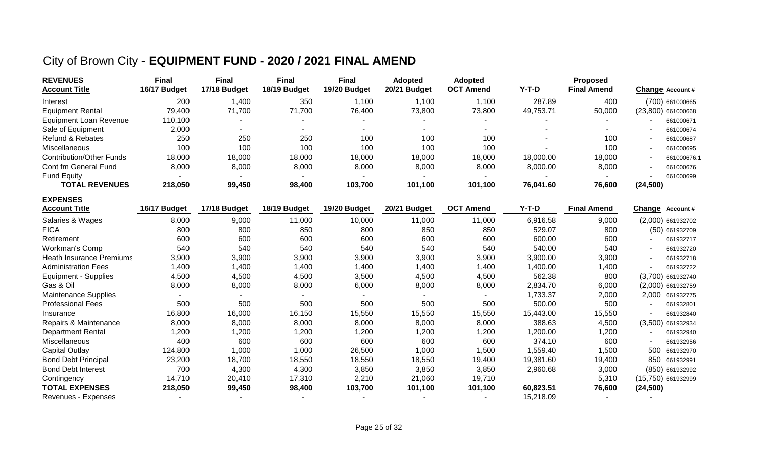# City of Brown City - **EQUIPMENT FUND - 2020 / 2021 FINAL AMEND**

| **REVENUES** **Account Title** | **Final** **16/17 Budget** | **Final** **17/18 Budget** | **Final** **18/19 Budget** | **Final** **19/20 Budget** | **Adopted** **20/21 Budget** | **Adopted** **OCT Amend** | **Y-T-D** | **Proposed** **Final Amend** | **Change** | **Account #** |
|---|---|---|---|---|---|---|---|---|---|---|
| Interest | 200 | 1,400 | 350 | 1,100 | 1,100 | 1,100 | 287.89 | 400 | (700) | 661000665 |
| Equipment Rental | 79,400 | 71,700 | 71,700 | 76,400 | 73,800 | 73,800 | 49,753.71 | 50,000 | (23,800) | 661000668 |
| Equipment Loan Revenue | 110,100 | - | - | - | - | - | - | - | - | 661000671 |
| Sale of Equipment | 2,000 | - | - | - | - | - | - | - | - | 661000674 |
| Refund & Rebates | 250 | 250 | 250 | 100 | 100 | 100 | - | 100 | - | 661000687 |
| Miscellaneous | 100 | 100 | 100 | 100 | 100 | 100 | - | 100 | - | 661000695 |
| Contribution/Other Funds | 18,000 | 18,000 | 18,000 | 18,000 | 18,000 | 18,000 | 18,000.00 | 18,000 | - | 661000676.1 |
| Cont fm General Fund | 8,000 | 8,000 | 8,000 | 8,000 | 8,000 | 8,000 | 8,000.00 | 8,000 | - | 661000676 |
| Fund Equity | - | - | - | - | - | - | - | - | - | 661000699 |
| **TOTAL REVENUES** | **218,050** | **99,450** | **98,400** | **103,700** | **101,100** | **101,100** | **76,041.60** | **76,600** | **(24,500)** | |

| **EXPENSES** **Account Title** | **16/17 Budget** | **17/18 Budget** | **18/19 Budget** | **19/20 Budget** | **20/21 Budget** | **OCT Amend** | **Y-T-D** | **Final Amend** | **Change** | **Account #** |
|---|---|---|---|---|---|---|---|---|---|---|
| Salaries & Wages | 8,000 | 9,000 | 11,000 | 10,000 | 11,000 | 11,000 | 6,916.58 | 9,000 | (2,000) | 661932702 |
| FICA | 800 | 800 | 850 | 800 | 850 | 850 | 529.07 | 800 | (50) | 661932709 |
| Retirement | 600 | 600 | 600 | 600 | 600 | 600 | 600.00 | 600 | - | 661932717 |
| Workman's Comp | 540 | 540 | 540 | 540 | 540 | 540 | 540.00 | 540 | - | 661932720 |
| Heath Insurance Premiums | 3,900 | 3,900 | 3,900 | 3,900 | 3,900 | 3,900 | 3,900.00 | 3,900 | - | 661932718 |
| Administration Fees | 1,400 | 1,400 | 1,400 | 1,400 | 1,400 | 1,400 | 1,400.00 | 1,400 | - | 661932722 |
| Equipment - Supplies | 4,500 | 4,500 | 4,500 | 3,500 | 4,500 | 4,500 | 562.38 | 800 | (3,700) | 661932740 |
| Gas & Oil | 8,000 | 8,000 | 8,000 | 6,000 | 8,000 | 8,000 | 2,834.70 | 6,000 | (2,000) | 661932759 |
| Maintenance Supplies | - | - | - | - | - | - | 1,733.37 | 2,000 | 2,000 | 661932775 |
| Professional Fees | 500 | 500 | 500 | 500 | 500 | 500 | 500.00 | 500 | - | 661932801 |
| Insurance | 16,800 | 16,000 | 16,150 | 15,550 | 15,550 | 15,550 | 15,443.00 | 15,550 | - | 661932840 |
| Repairs & Maintenance | 8,000 | 8,000 | 8,000 | 8,000 | 8,000 | 8,000 | 388.63 | 4,500 | (3,500) | 661932934 |
| Department Rental | 1,200 | 1,200 | 1,200 | 1,200 | 1,200 | 1,200 | 1,200.00 | 1,200 | - | 661932940 |
| Miscellaneous | 400 | 600 | 600 | 600 | 600 | 600 | 374.10 | 600 | - | 661932956 |
| Capital Outlay | 124,800 | 1,000 | 1,000 | 26,500 | 1,000 | 1,500 | 1,559.40 | 1,500 | 500 | 661932970 |
| Bond Debt Principal | 23,200 | 18,700 | 18,550 | 18,550 | 18,550 | 19,400 | 19,381.60 | 19,400 | 850 | 661932991 |
| Bond Debt Interest | 700 | 4,300 | 4,300 | 3,850 | 3,850 | 3,850 | 2,960.68 | 3,000 | (850) | 661932992 |
| Contingency | 14,710 | 20,410 | 17,310 | 2,210 | 21,060 | 19,710 | | 5,310 | (15,750) | 661932999 |
| **TOTAL EXPENSES** | **218,050** | **99,450** | **98,400** | **103,700** | **101,100** | **101,100** | **60,823.51** | **76,600** | **(24,500)** | |
| Revenues - Expenses | - | - | - | - | - | - | 15,218.09 | - | - | |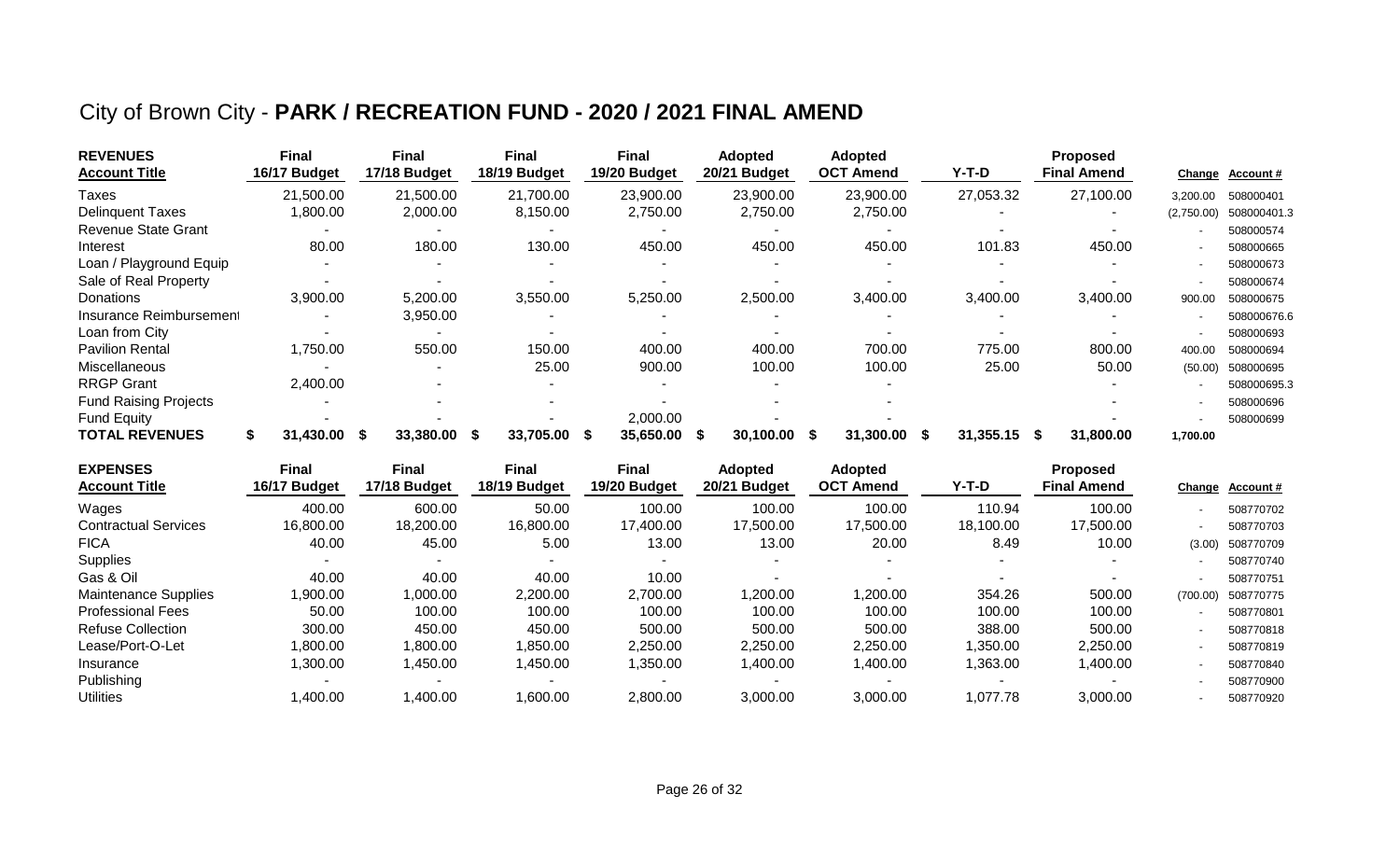# City of Brown City - **PARK / RECREATION FUND - 2020 / 2021 FINAL AMEND**

| **REVENUES** **Account Title** | **Final 16/17 Budget** | **Final 17/18 Budget** | **Final 18/19 Budget** | **Final 19/20 Budget** | **Adopted 20/21 Budget** | **Adopted OCT Amend** | **Y-T-D** | **Proposed Final Amend** | **Change** | **Account #** |
|---|---|---|---|---|---|---|---|---|---|---|
| Taxes | 21,500.00 | 21,500.00 | 21,700.00 | 23,900.00 | 23,900.00 | 23,900.00 | 27,053.32 | 27,100.00 | 3,200.00 | 508000401 |
| Delinquent Taxes | 1,800.00 | 2,000.00 | 8,150.00 | 2,750.00 | 2,750.00 | 2,750.00 | - | - | (2,750.00) | 508000401.3 |
| Revenue State Grant | - | - | - | - | - | - | - | - | - | 508000574 |
| Interest | 80.00 | 180.00 | 130.00 | 450.00 | 450.00 | 450.00 | 101.83 | 450.00 | - | 508000665 |
| Loan / Playground Equip | - | - | - | - | - | - | - | - | - | 508000673 |
| Sale of Real Property | - | - | - | - | - | - | - | - | - | 508000674 |
| Donations | 3,900.00 | 5,200.00 | 3,550.00 | 5,250.00 | 2,500.00 | 3,400.00 | 3,400.00 | 3,400.00 | 900.00 | 508000675 |
| Insurance Reimbursement | - | 3,950.00 | - | - | - | - | - | - | - | 508000676.6 |
| Loan from City | - | - | - | - | - | - | - | - | - | 508000693 |
| Pavilion Rental | 1,750.00 | 550.00 | 150.00 | 400.00 | 400.00 | 700.00 | 775.00 | 800.00 | 400.00 | 508000694 |
| Miscellaneous | - | - | 25.00 | 900.00 | 100.00 | 100.00 | 25.00 | 50.00 | (50.00) | 508000695 |
| RRGP Grant | 2,400.00 | - | - | - | - | - | - | - | - | 508000695.3 |
| Fund Raising Projects | - | - | - | - | - | - | - | - | - | 508000696 |
| Fund Equity | - | - | - | 2,000.00 | - | - | - | - | - | 508000699 |
| **TOTAL REVENUES** | **$ 31,430.00** | **$ 33,380.00** | **$ 33,705.00** | **$ 35,650.00** | **$ 30,100.00** | **$ 31,300.00** | **$ 31,355.15** | **$ 31,800.00** | **1,700.00** | |

| **EXPENSES** **Account Title** | **Final 16/17 Budget** | **Final 17/18 Budget** | **Final 18/19 Budget** | **Final 19/20 Budget** | **Adopted 20/21 Budget** | **Adopted OCT Amend** | **Y-T-D** | **Proposed Final Amend** | **Change** | **Account #** |
|---|---|---|---|---|---|---|---|---|---|---|
| Wages | 400.00 | 600.00 | 50.00 | 100.00 | 100.00 | 100.00 | 110.94 | 100.00 | - | 508770702 |
| Contractual Services | 16,800.00 | 18,200.00 | 16,800.00 | 17,400.00 | 17,500.00 | 17,500.00 | 18,100.00 | 17,500.00 | - | 508770703 |
| FICA | 40.00 | 45.00 | 5.00 | 13.00 | 13.00 | 20.00 | 8.49 | 10.00 | (3.00) | 508770709 |
| Supplies | - | - | - | - | - | - | - | - | - | 508770740 |
| Gas & Oil | 40.00 | 40.00 | 40.00 | 10.00 | - | - | - | - | - | 508770751 |
| Maintenance Supplies | 1,900.00 | 1,000.00 | 2,200.00 | 2,700.00 | 1,200.00 | 1,200.00 | 354.26 | 500.00 | (700.00) | 508770775 |
| Professional Fees | 50.00 | 100.00 | 100.00 | 100.00 | 100.00 | 100.00 | 100.00 | 100.00 | - | 508770801 |
| Refuse Collection | 300.00 | 450.00 | 450.00 | 500.00 | 500.00 | 500.00 | 388.00 | 500.00 | - | 508770818 |
| Lease/Port-O-Let | 1,800.00 | 1,800.00 | 1,850.00 | 2,250.00 | 2,250.00 | 2,250.00 | 1,350.00 | 2,250.00 | - | 508770819 |
| Insurance | 1,300.00 | 1,450.00 | 1,450.00 | 1,350.00 | 1,400.00 | 1,400.00 | 1,363.00 | 1,400.00 | - | 508770840 |
| Publishing | - | - | - | - | - | - | - | - | - | 508770900 |
| Utilities | 1,400.00 | 1,400.00 | 1,600.00 | 2,800.00 | 3,000.00 | 3,000.00 | 1,077.78 | 3,000.00 | - | 508770920 |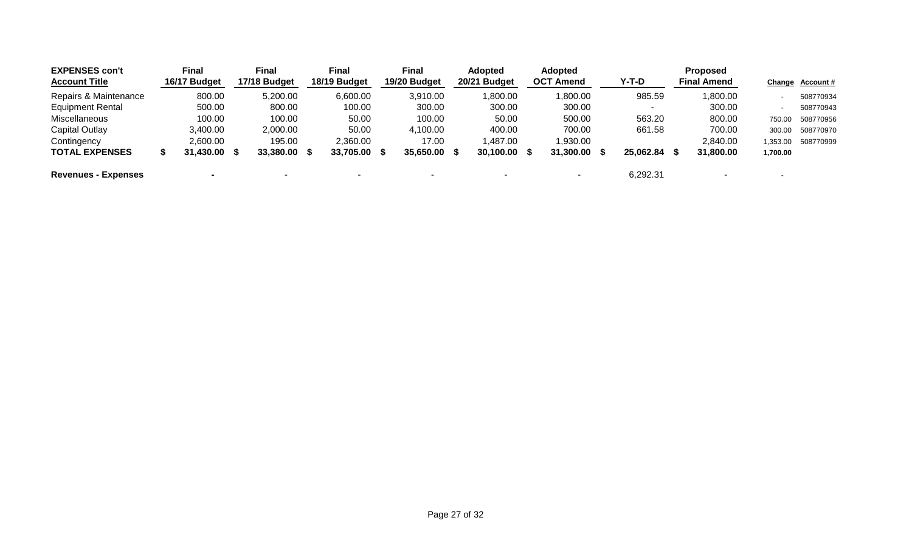| EXPENSES con't<br>Account Title | Final<br>16/17 Budget | Final<br>17/18 Budget | Final<br>18/19 Budget | Final<br>19/20 Budget | Adopted<br>20/21 Budget | Adopted<br>OCT Amend | Y-T-D | Proposed<br>Final Amend | Change | Account # |
|---|---|---|---|---|---|---|---|---|---|---|
| Repairs & Maintenance | 800.00 | 5,200.00 | 6,600.00 | 3,910.00 | 1,800.00 | 1,800.00 | 985.59 | 1,800.00 | - | 508770934 |
| Equipment Rental | 500.00 | 800.00 | 100.00 | 300.00 | 300.00 | 300.00 | - | 300.00 | - | 508770943 |
| Miscellaneous | 100.00 | 100.00 | 50.00 | 100.00 | 50.00 | 500.00 | 563.20 | 800.00 | 750.00 | 508770956 |
| Capital Outlay | 3,400.00 | 2,000.00 | 50.00 | 4,100.00 | 400.00 | 700.00 | 661.58 | 700.00 | 300.00 | 508770970 |
| Contingency | 2,600.00 | 195.00 | 2,360.00 | 17.00 | 1,487.00 | 1,930.00 | | 2,840.00 | 1,353.00 | 508770999 |
| **TOTAL EXPENSES** | **$ 31,430.00** | **$ 33,380.00** | **$ 33,705.00** | **$ 35,650.00** | **$ 30,100.00** | **$ 31,300.00** | **$ 25,062.84** | **$ 31,800.00** | **1,700.00** | |
| | | | | | | | | | | |
| **Revenues - Expenses** | - | - | - | - | - | - | 6,292.31 | - | - | |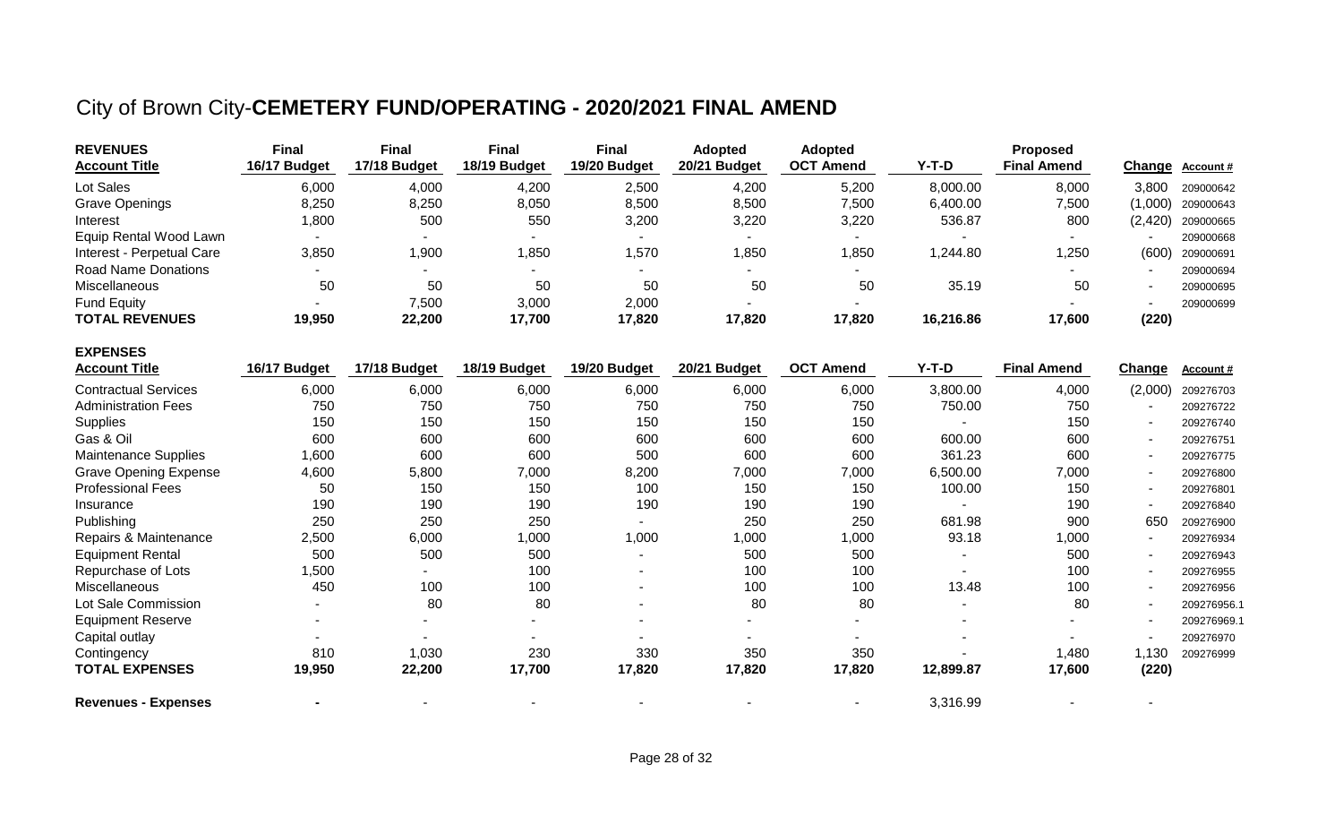# City of Brown City-**CEMETERY FUND/OPERATING - 2020/2021 FINAL AMEND**

| **REVENUES** | **Final** | **Final** | **Final** | **Final** | **Adopted** | **Adopted** | | **Proposed** | | |
|---|---|---|---|---|---|---|---|---|---|---|
| **Account Title** | **16/17 Budget** | **17/18 Budget** | **18/19 Budget** | **19/20 Budget** | **20/21 Budget** | **OCT Amend** | **Y-T-D** | **Final Amend** | **Change** | **Account #** |
| Lot Sales | 6,000 | 4,000 | 4,200 | 2,500 | 4,200 | 5,200 | 8,000.00 | 8,000 | 3,800 | 209000642 |
| Grave Openings | 8,250 | 8,250 | 8,050 | 8,500 | 8,500 | 7,500 | 6,400.00 | 7,500 | (1,000) | 209000643 |
| Interest | 1,800 | 500 | 550 | 3,200 | 3,220 | 3,220 | 536.87 | 800 | (2,420) | 209000665 |
| Equip Rental Wood Lawn | - | - | - | - | - | - | - | - | - | 209000668 |
| Interest - Perpetual Care | 3,850 | 1,900 | 1,850 | 1,570 | 1,850 | 1,850 | 1,244.80 | 1,250 | (600) | 209000691 |
| Road Name Donations | - | - | - | - | - | - | | - | - | 209000694 |
| Miscellaneous | 50 | 50 | 50 | 50 | 50 | 50 | 35.19 | 50 | - | 209000695 |
| Fund Equity | - | 7,500 | 3,000 | 2,000 | - | - | | - | - | 209000699 |
| **TOTAL REVENUES** | **19,950** | **22,200** | **17,700** | **17,820** | **17,820** | **17,820** | **16,216.86** | **17,600** | **(220)** | |

| **EXPENSES** | | | | | | | | | | |
|---|---|---|---|---|---|---|---|---|---|---|
| **Account Title** | **16/17 Budget** | **17/18 Budget** | **18/19 Budget** | **19/20 Budget** | **20/21 Budget** | **OCT Amend** | **Y-T-D** | **Final Amend** | **Change** | **Account #** |
| Contractual Services | 6,000 | 6,000 | 6,000 | 6,000 | 6,000 | 6,000 | 3,800.00 | 4,000 | (2,000) | 209276703 |
| Administration Fees | 750 | 750 | 750 | 750 | 750 | 750 | 750.00 | 750 | - | 209276722 |
| Supplies | 150 | 150 | 150 | 150 | 150 | 150 | - | 150 | - | 209276740 |
| Gas & Oil | 600 | 600 | 600 | 600 | 600 | 600 | 600.00 | 600 | - | 209276751 |
| Maintenance Supplies | 1,600 | 600 | 600 | 500 | 600 | 600 | 361.23 | 600 | - | 209276775 |
| Grave Opening Expense | 4,600 | 5,800 | 7,000 | 8,200 | 7,000 | 7,000 | 6,500.00 | 7,000 | - | 209276800 |
| Professional Fees | 50 | 150 | 150 | 100 | 150 | 150 | 100.00 | 150 | - | 209276801 |
| Insurance | 190 | 190 | 190 | 190 | 190 | 190 | - | 190 | - | 209276840 |
| Publishing | 250 | 250 | 250 | - | 250 | 250 | 681.98 | 900 | 650 | 209276900 |
| Repairs & Maintenance | 2,500 | 6,000 | 1,000 | 1,000 | 1,000 | 1,000 | 93.18 | 1,000 | - | 209276934 |
| Equipment Rental | 500 | 500 | 500 | - | 500 | 500 | - | 500 | - | 209276943 |
| Repurchase of Lots | 1,500 | - | 100 | - | 100 | 100 | - | 100 | - | 209276955 |
| Miscellaneous | 450 | 100 | 100 | - | 100 | 100 | 13.48 | 100 | - | 209276956 |
| Lot Sale Commission | - | 80 | 80 | - | 80 | 80 | - | 80 | - | 209276956.1 |
| Equipment Reserve | - | - | - | - | - | - | - | - | - | 209276969.1 |
| Capital outlay | - | - | - | - | - | - | - | - | - | 209276970 |
| Contingency | 810 | 1,030 | 230 | 330 | 350 | 350 | - | 1,480 | 1,130 | 209276999 |
| **TOTAL EXPENSES** | **19,950** | **22,200** | **17,700** | **17,820** | **17,820** | **17,820** | **12,899.87** | **17,600** | **(220)** | |
| | | | | | | | | | | |
| **Revenues - Expenses** | **-** | - | - | - | - | - | 3,316.99 | - | - | |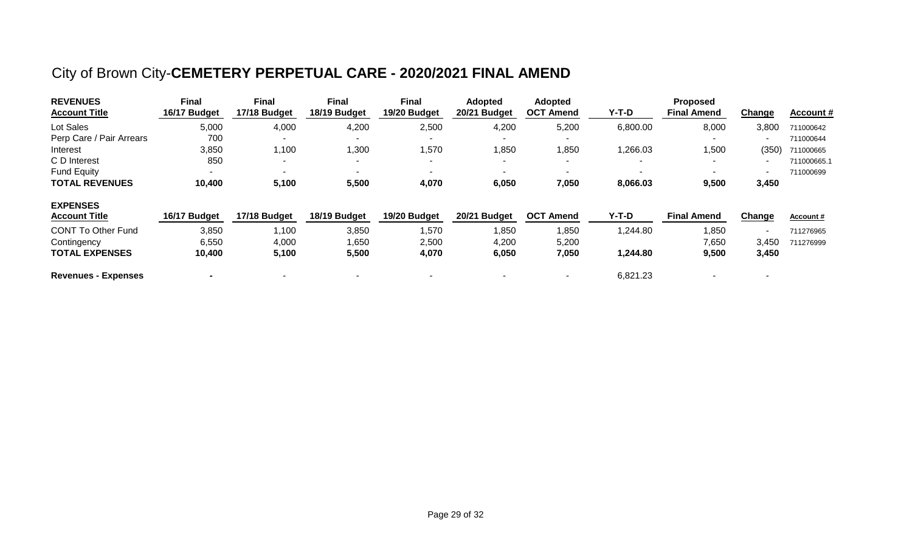# City of Brown City-**CEMETERY PERPETUAL CARE - 2020/2021 FINAL AMEND**

| **REVENUES** **Account Title** | **Final 16/17 Budget** | **Final 17/18 Budget** | **Final 18/19 Budget** | **Final 19/20 Budget** | **Adopted 20/21 Budget** | **Adopted OCT Amend** | **Y-T-D** | **Proposed Final Amend** | **Change** | **Account #** |
|---|---|---|---|---|---|---|---|---|---|---|
| Lot Sales | 5,000 | 4,000 | 4,200 | 2,500 | 4,200 | 5,200 | 6,800.00 | 8,000 | 3,800 | 711000642 |
| Perp Care / Pair Arrears | 700 | - | - | - | - | - | | - | - | 711000644 |
| Interest | 3,850 | 1,100 | 1,300 | 1,570 | 1,850 | 1,850 | 1,266.03 | 1,500 | (350) | 711000665 |
| C D Interest | 850 | - | - | - | - | - | - | - | - | 711000665.1 |
| Fund Equity | - | - | - | - | - | - | - | - | - | 711000699 |
| **TOTAL REVENUES** | **10,400** | **5,100** | **5,500** | **4,070** | **6,050** | **7,050** | **8,066.03** | **9,500** | **3,450** | |

| **EXPENSES** **Account Title** | **16/17 Budget** | **17/18 Budget** | **18/19 Budget** | **19/20 Budget** | **20/21 Budget** | **OCT Amend** | **Y-T-D** | **Final Amend** | **Change** | **Account #** |
|---|---|---|---|---|---|---|---|---|---|---|
| CONT To Other Fund | 3,850 | 1,100 | 3,850 | 1,570 | 1,850 | 1,850 | 1,244.80 | 1,850 | - | 711276965 |
| Contingency | 6,550 | 4,000 | 1,650 | 2,500 | 4,200 | 5,200 | | 7,650 | 3,450 | 711276999 |
| **TOTAL EXPENSES** | **10,400** | **5,100** | **5,500** | **4,070** | **6,050** | **7,050** | **1,244.80** | **9,500** | **3,450** | |
| | | | | | | | | | | |
| **Revenues - Expenses** | **-** | - | - | - | - | - | 6,821.23 | - | - | |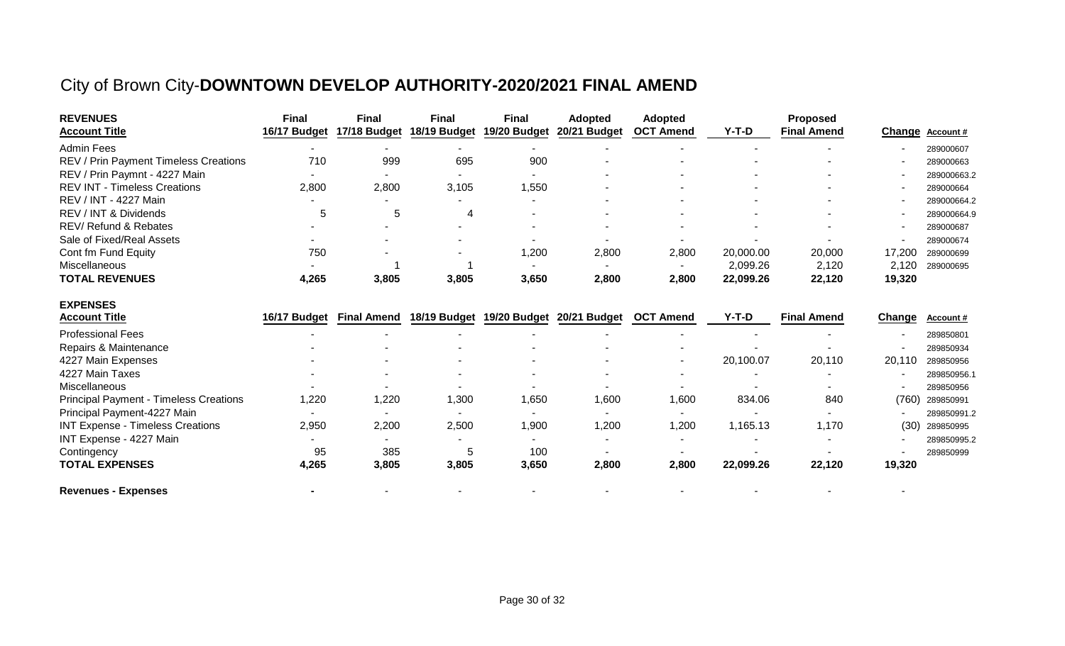# City of Brown City-**DOWNTOWN DEVELOP AUTHORITY-2020/2021 FINAL AMEND**

| **REVENUES** | **Final** | **Final** | **Final** | **Final** | **Adopted** | **Adopted** | | **Proposed** | | |
|---|---|---|---|---|---|---|---|---|---|---|
| **Account Title** | **16/17 Budget** | **17/18 Budget** | **18/19 Budget** | **19/20 Budget** | **20/21 Budget** | **OCT Amend** | **Y-T-D** | **Final Amend** | **Change** | **Account #** |
| Admin Fees | - | - | - | - | - | - | - | - | - | 289000607 |
| REV / Prin Payment Timeless Creations | 710 | 999 | 695 | 900 | - | - | - | - | - | 289000663 |
| REV / Prin Paymnt - 4227 Main | - | - | - | - | - | - | - | - | - | 289000663.2 |
| REV INT - Timeless Creations | 2,800 | 2,800 | 3,105 | 1,550 | - | - | - | - | - | 289000664 |
| REV / INT - 4227 Main | - | - | - | - | - | - | - | - | - | 289000664.2 |
| REV / INT & Dividends | 5 | 5 | 4 | - | - | - | - | - | - | 289000664.9 |
| REV/ Refund & Rebates | - | - | - | - | - | - | - | - | - | 289000687 |
| Sale of Fixed/Real Assets | - | - | - | - | - | - | - | - | - | 289000674 |
| Cont fm Fund Equity | 750 | - | - | 1,200 | 2,800 | 2,800 | 20,000.00 | 20,000 | 17,200 | 289000699 |
| Miscellaneous | - | 1 | 1 | - | - | - | 2,099.26 | 2,120 | 2,120 | 289000695 |
| **TOTAL REVENUES** | **4,265** | **3,805** | **3,805** | **3,650** | **2,800** | **2,800** | **22,099.26** | **22,120** | **19,320** | |

| **EXPENSES** | | | | | | | | | | |
|---|---|---|---|---|---|---|---|---|---|---|
| **Account Title** | **16/17 Budget** | **Final Amend** | **18/19 Budget** | **19/20 Budget** | **20/21 Budget** | **OCT Amend** | **Y-T-D** | **Final Amend** | **Change** | **Account #** |
| Professional Fees | - | - | - | - | - | - | - | - | - | 289850801 |
| Repairs & Maintenance | - | - | - | - | - | - | - | - | - | 289850934 |
| 4227 Main Expenses | - | - | - | - | - | - | 20,100.07 | 20,110 | 20,110 | 289850956 |
| 4227 Main Taxes | - | - | - | - | - | - | - | - | - | 289850956.1 |
| Miscellaneous | - | - | - | - | - | - | - | - | - | 289850956 |
| Principal Payment - Timeless Creations | 1,220 | 1,220 | 1,300 | 1,650 | 1,600 | 1,600 | 834.06 | 840 | (760) | 289850991 |
| Principal Payment-4227 Main | - | - | - | - | - | - | - | - | - | 289850991.2 |
| INT Expense - Timeless Creations | 2,950 | 2,200 | 2,500 | 1,900 | 1,200 | 1,200 | 1,165.13 | 1,170 | (30) | 289850995 |
| INT Expense - 4227 Main | - | - | - | - | - | - | - | - | - | 289850995.2 |
| Contingency | 95 | 385 | 5 | 100 | - | - | - | - | - | 289850999 |
| **TOTAL EXPENSES** | **4,265** | **3,805** | **3,805** | **3,650** | **2,800** | **2,800** | **22,099.26** | **22,120** | **19,320** | |
| | | | | | | | | | | |
| **Revenues - Expenses** | **-** | - | - | - | - | - | - | - | - | |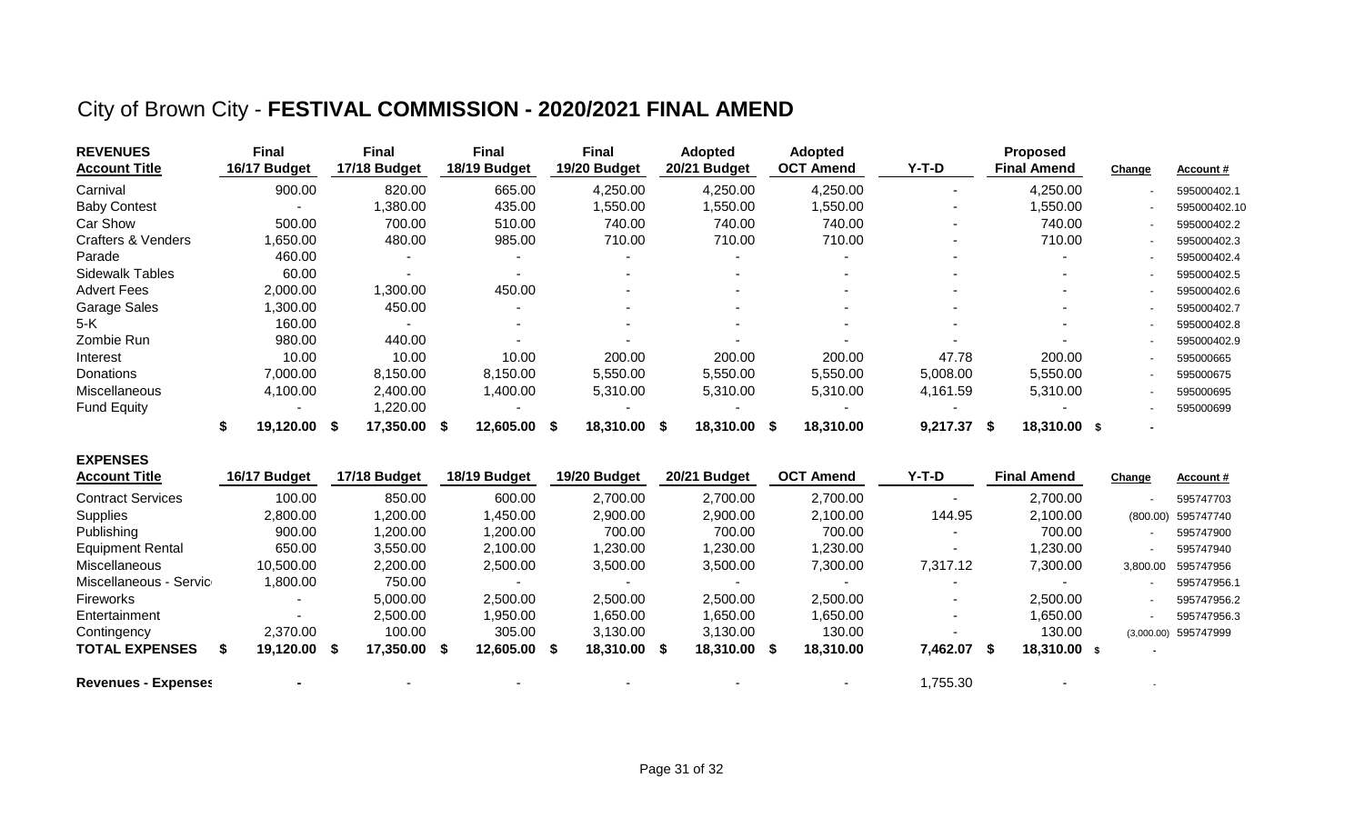# City of Brown City - **FESTIVAL COMMISSION - 2020/2021 FINAL AMEND**

| **REVENUES**<br>**Account Title** | **Final**<br>**16/17 Budget** | **Final**<br>**17/18 Budget** | **Final**<br>**18/19 Budget** | **Final**<br>**19/20 Budget** | **Adopted**<br>**20/21 Budget** | **Adopted**<br>**OCT Amend** | **Y-T-D** | **Proposed**<br>**Final Amend** | **Change** | **Account #** |
|---|---|---|---|---|---|---|---|---|---|---|
| Carnival | 900.00 | 820.00 | 665.00 | 4,250.00 | 4,250.00 | 4,250.00 | - | 4,250.00 | - | 595000402.1 |
| Baby Contest | - | 1,380.00 | 435.00 | 1,550.00 | 1,550.00 | 1,550.00 | - | 1,550.00 | - | 595000402.10 |
| Car Show | 500.00 | 700.00 | 510.00 | 740.00 | 740.00 | 740.00 | - | 740.00 | - | 595000402.2 |
| Crafters & Venders | 1,650.00 | 480.00 | 985.00 | 710.00 | 710.00 | 710.00 | - | 710.00 | - | 595000402.3 |
| Parade | 460.00 | - | - | - | - | - | - | - | - | 595000402.4 |
| Sidewalk Tables | 60.00 | - | - | - | - | - | - | - | - | 595000402.5 |
| Advert Fees | 2,000.00 | 1,300.00 | 450.00 | - | - | - | - | - | - | 595000402.6 |
| Garage Sales | 1,300.00 | 450.00 | - | - | - | - | - | - | - | 595000402.7 |
| 5-K | 160.00 | - | - | - | - | - | - | - | - | 595000402.8 |
| Zombie Run | 980.00 | 440.00 | - | - | - | - | - | - | - | 595000402.9 |
| Interest | 10.00 | 10.00 | 10.00 | 200.00 | 200.00 | 200.00 | 47.78 | 200.00 | - | 595000665 |
| Donations | 7,000.00 | 8,150.00 | 8,150.00 | 5,550.00 | 5,550.00 | 5,550.00 | 5,008.00 | 5,550.00 | - | 595000675 |
| Miscellaneous | 4,100.00 | 2,400.00 | 1,400.00 | 5,310.00 | 5,310.00 | 5,310.00 | 4,161.59 | 5,310.00 | - | 595000695 |
| Fund Equity | - | 1,220.00 | - | - | - | - | - | - | - | 595000699 |
| | **$ 19,120.00** | **$ 17,350.00** | **$ 12,605.00** | **$ 18,310.00** | **$ 18,310.00** | **$ 18,310.00** | **9,217.37** | **$ 18,310.00** | **$ -** | |

| **EXPENSES**<br>**Account Title** | **16/17 Budget** | **17/18 Budget** | **18/19 Budget** | **19/20 Budget** | **20/21 Budget** | **OCT Amend** | **Y-T-D** | **Final Amend** | **Change** | **Account #** |
|---|---|---|---|---|---|---|---|---|---|---|
| Contract Services | 100.00 | 850.00 | 600.00 | 2,700.00 | 2,700.00 | 2,700.00 | - | 2,700.00 | - | 595747703 |
| Supplies | 2,800.00 | 1,200.00 | 1,450.00 | 2,900.00 | 2,900.00 | 2,100.00 | 144.95 | 2,100.00 | (800.00) | 595747740 |
| Publishing | 900.00 | 1,200.00 | 1,200.00 | 700.00 | 700.00 | 700.00 | - | 700.00 | - | 595747900 |
| Equipment Rental | 650.00 | 3,550.00 | 2,100.00 | 1,230.00 | 1,230.00 | 1,230.00 | - | 1,230.00 | - | 595747940 |
| Miscellaneous | 10,500.00 | 2,200.00 | 2,500.00 | 3,500.00 | 3,500.00 | 7,300.00 | 7,317.12 | 7,300.00 | 3,800.00 | 595747956 |
| Miscellaneous - Servic | 1,800.00 | 750.00 | - | - | - | - | - | - | - | 595747956.1 |
| Fireworks | - | 5,000.00 | 2,500.00 | 2,500.00 | 2,500.00 | 2,500.00 | - | 2,500.00 | - | 595747956.2 |
| Entertainment | - | 2,500.00 | 1,950.00 | 1,650.00 | 1,650.00 | 1,650.00 | - | 1,650.00 | - | 595747956.3 |
| Contingency | 2,370.00 | 100.00 | 305.00 | 3,130.00 | 3,130.00 | 130.00 | - | 130.00 | (3,000.00) | 595747999 |
| **TOTAL EXPENSES** | **$ 19,120.00** | **$ 17,350.00** | **$ 12,605.00** | **$ 18,310.00** | **$ 18,310.00** | **$ 18,310.00** | **7,462.07** | **$ 18,310.00** | **$ -** | |
| **Revenues - Expenses** | **-** | - | - | - | - | - | 1,755.30 | - | - | |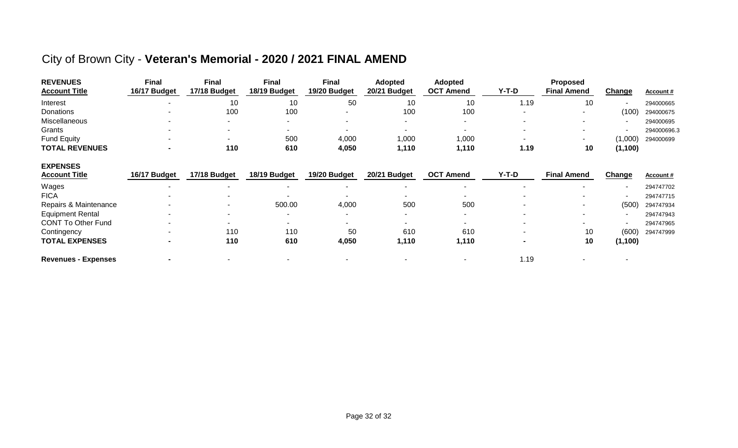# City of Brown City - **Veteran's Memorial - 2020 / 2021 FINAL AMEND**

| **REVENUES**<br>**Account Title** | **Final**<br>**16/17 Budget** | **Final**<br>**17/18 Budget** | **Final**<br>**18/19 Budget** | **Final**<br>**19/20 Budget** | **Adopted**<br>**20/21 Budget** | **Adopted**<br>**OCT Amend** | **Y-T-D** | **Proposed**<br>**Final Amend** | **Change** | **Account #** |
|---|---|---|---|---|---|---|---|---|---|---|
| Interest | - | 10 | 10 | 50 | 10 | 10 | 1.19 | 10 | - | 294000665 |
| Donations | - | 100 | 100 | - | 100 | 100 | - | - | (100) | 294000675 |
| Miscellaneous | - | - | - | - | - | - | - | - | - | 294000695 |
| Grants | - | - | - | - | - | - | - | - | - | 294000696.3 |
| Fund Equity | - | - | 500 | 4,000 | 1,000 | 1,000 | - | - | (1,000) | 294000699 |
| **TOTAL REVENUES** | **-** | **110** | **610** | **4,050** | **1,110** | **1,110** | **1.19** | **10** | **(1,100)** | |

| **EXPENSES**<br>**Account Title** | **16/17 Budget** | **17/18 Budget** | **18/19 Budget** | **19/20 Budget** | **20/21 Budget** | **OCT Amend** | **Y-T-D** | **Final Amend** | **Change** | **Account #** |
|---|---|---|---|---|---|---|---|---|---|---|
| Wages | - | - | - | - | - | - | - | - | - | 294747702 |
| FICA | - | - | - | - | - | - | - | - | - | 294747715 |
| Repairs & Maintenance | - | - | 500.00 | 4,000 | 500 | 500 | - | - | (500) | 294747934 |
| Equipment Rental | - | - | - | - | - | - | - | - | - | 294747943 |
| CONT To Other Fund | - | - | - | - | - | - | - | - | - | 294747965 |
| Contingency | - | 110 | 110 | 50 | 610 | 610 | - | 10 | (600) | 294747999 |
| **TOTAL EXPENSES** | **-** | **110** | **610** | **4,050** | **1,110** | **1,110** | **-** | **10** | **(1,100)** | |
| | | | | | | | | | | |
| **Revenues - Expenses** | **-** | - | - | - | - | - | 1.19 | - | - | |